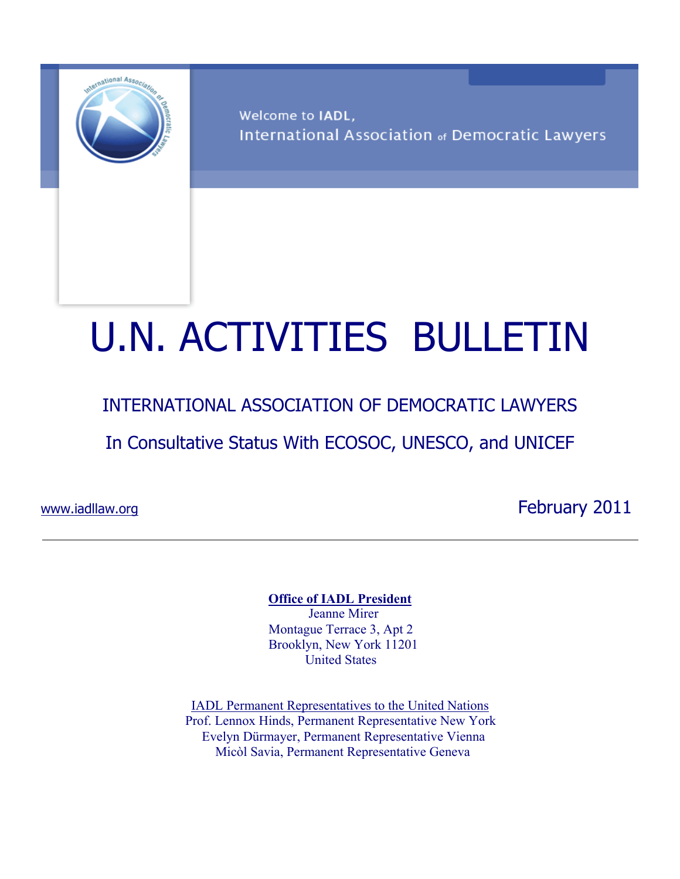Welcome to IADL,
International Association of Democratic Lawyers

# U.N. ACTIVITIES BULLETIN

## INTERNATIONAL ASSOCIATION OF DEMOCRATIC LAWYERS

### In Consultative Status With ECOSOC, UNESCO, and UNICEF

www.iadllaw.org

February 2011

---

**Office of IADL President**
Jeanne Mirer
Montague Terrace 3, Apt 2
Brooklyn, New York 11201
United States

IADL Permanent Representatives to the United Nations
Prof. Lennox Hinds, Permanent Representative New York
Evelyn Dürmayer, Permanent Representative Vienna
Micòl Savia, Permanent Representative Geneva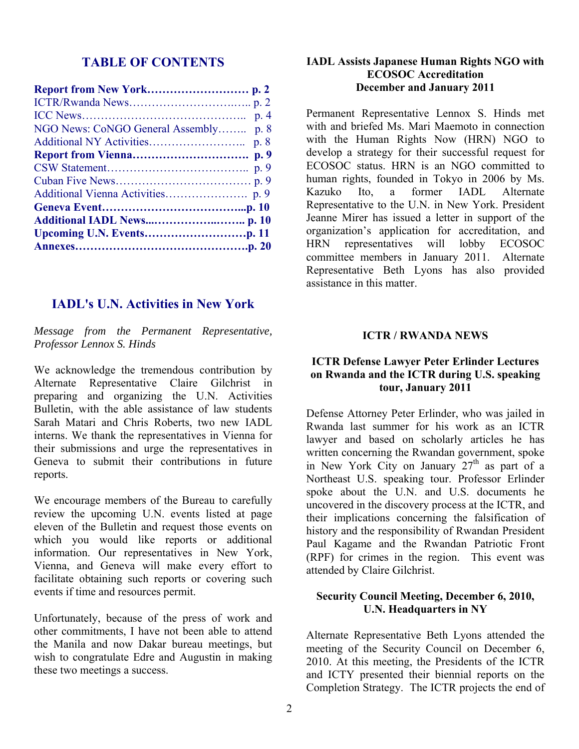## TABLE OF CONTENTS

**Report from New York……………………… p. 2**
ICTR/Rwanda News…………………….….. p. 2
ICC News…………………………………….. p. 4
NGO News: CoNGO General Assembly…….. p. 8
Additional NY Activities…………………….. p. 8
**Report from Vienna………………………… p. 9**
CSW Statement……………………………….. p. 9
Cuban Five News……………………………… p. 9
Additional Vienna Activities…………………. p. 9
**Geneva Event………………………………...p. 10**
**Additional IADL News....……………..…….. p. 10**
**Upcoming U.N. Events………………………p. 11**
**Annexes……………………………………….p. 20**

## IADL's U.N. Activities in New York

*Message from the Permanent Representative, Professor Lennox S. Hinds*

We acknowledge the tremendous contribution by Alternate Representative Claire Gilchrist in preparing and organizing the U.N. Activities Bulletin, with the able assistance of law students Sarah Matari and Chris Roberts, two new IADL interns. We thank the representatives in Vienna for their submissions and urge the representatives in Geneva to submit their contributions in future reports.

We encourage members of the Bureau to carefully review the upcoming U.N. events listed at page eleven of the Bulletin and request those events on which you would like reports or additional information. Our representatives in New York, Vienna, and Geneva will make every effort to facilitate obtaining such reports or covering such events if time and resources permit.

Unfortunately, because of the press of work and other commitments, I have not been able to attend the Manila and now Dakar bureau meetings, but wish to congratulate Edre and Augustin in making these two meetings a success.

### IADL Assists Japanese Human Rights NGO with ECOSOC Accreditation December and January 2011

Permanent Representative Lennox S. Hinds met with and briefed Ms. Mari Maemoto in connection with the Human Rights Now (HRN) NGO to develop a strategy for their successful request for ECOSOC status. HRN is an NGO committed to human rights, founded in Tokyo in 2006 by Ms. Kazuko Ito, a former IADL Alternate Representative to the U.N. in New York. President Jeanne Mirer has issued a letter in support of the organization's application for accreditation, and HRN representatives will lobby ECOSOC committee members in January 2011. Alternate Representative Beth Lyons has also provided assistance in this matter.

### ICTR / RWANDA NEWS

#### ICTR Defense Lawyer Peter Erlinder Lectures on Rwanda and the ICTR during U.S. speaking tour, January 2011

Defense Attorney Peter Erlinder, who was jailed in Rwanda last summer for his work as an ICTR lawyer and based on scholarly articles he has written concerning the Rwandan government, spoke in New York City on January 27th as part of a Northeast U.S. speaking tour. Professor Erlinder spoke about the U.N. and U.S. documents he uncovered in the discovery process at the ICTR, and their implications concerning the falsification of history and the responsibility of Rwandan President Paul Kagame and the Rwandan Patriotic Front (RPF) for crimes in the region. This event was attended by Claire Gilchrist.

#### Security Council Meeting, December 6, 2010, U.N. Headquarters in NY

Alternate Representative Beth Lyons attended the meeting of the Security Council on December 6, 2010. At this meeting, the Presidents of the ICTR and ICTY presented their biennial reports on the Completion Strategy. The ICTR projects the end of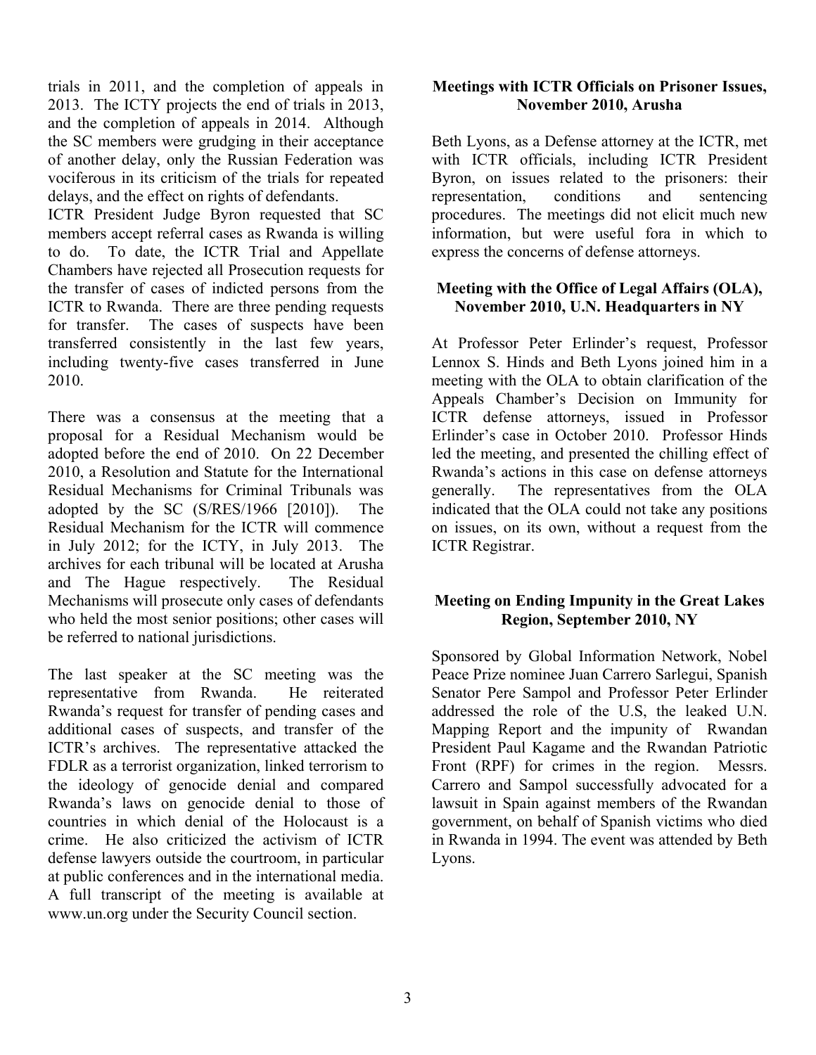trials in 2011, and the completion of appeals in 2013. The ICTY projects the end of trials in 2013, and the completion of appeals in 2014. Although the SC members were grudging in their acceptance of another delay, only the Russian Federation was vociferous in its criticism of the trials for repeated delays, and the effect on rights of defendants.

ICTR President Judge Byron requested that SC members accept referral cases as Rwanda is willing to do. To date, the ICTR Trial and Appellate Chambers have rejected all Prosecution requests for the transfer of cases of indicted persons from the ICTR to Rwanda. There are three pending requests for transfer. The cases of suspects have been transferred consistently in the last few years, including twenty-five cases transferred in June 2010.

There was a consensus at the meeting that a proposal for a Residual Mechanism would be adopted before the end of 2010. On 22 December 2010, a Resolution and Statute for the International Residual Mechanisms for Criminal Tribunals was adopted by the SC (S/RES/1966 [2010]). The Residual Mechanism for the ICTR will commence in July 2012; for the ICTY, in July 2013. The archives for each tribunal will be located at Arusha and The Hague respectively. The Residual Mechanisms will prosecute only cases of defendants who held the most senior positions; other cases will be referred to national jurisdictions.

The last speaker at the SC meeting was the representative from Rwanda. He reiterated Rwanda's request for transfer of pending cases and additional cases of suspects, and transfer of the ICTR's archives. The representative attacked the FDLR as a terrorist organization, linked terrorism to the ideology of genocide denial and compared Rwanda's laws on genocide denial to those of countries in which denial of the Holocaust is a crime. He also criticized the activism of ICTR defense lawyers outside the courtroom, in particular at public conferences and in the international media. A full transcript of the meeting is available at www.un.org under the Security Council section.

**Meetings with ICTR Officials on Prisoner Issues, November 2010, Arusha**

Beth Lyons, as a Defense attorney at the ICTR, met with ICTR officials, including ICTR President Byron, on issues related to the prisoners: their representation, conditions and sentencing procedures. The meetings did not elicit much new information, but were useful fora in which to express the concerns of defense attorneys.

**Meeting with the Office of Legal Affairs (OLA), November 2010, U.N. Headquarters in NY**

At Professor Peter Erlinder's request, Professor Lennox S. Hinds and Beth Lyons joined him in a meeting with the OLA to obtain clarification of the Appeals Chamber's Decision on Immunity for ICTR defense attorneys, issued in Professor Erlinder's case in October 2010. Professor Hinds led the meeting, and presented the chilling effect of Rwanda's actions in this case on defense attorneys generally. The representatives from the OLA indicated that the OLA could not take any positions on issues, on its own, without a request from the ICTR Registrar.

**Meeting on Ending Impunity in the Great Lakes Region, September 2010, NY**

Sponsored by Global Information Network, Nobel Peace Prize nominee Juan Carrero Sarlegui, Spanish Senator Pere Sampol and Professor Peter Erlinder addressed the role of the U.S, the leaked U.N. Mapping Report and the impunity of Rwandan President Paul Kagame and the Rwandan Patriotic Front (RPF) for crimes in the region. Messrs. Carrero and Sampol successfully advocated for a lawsuit in Spain against members of the Rwandan government, on behalf of Spanish victims who died in Rwanda in 1994. The event was attended by Beth Lyons.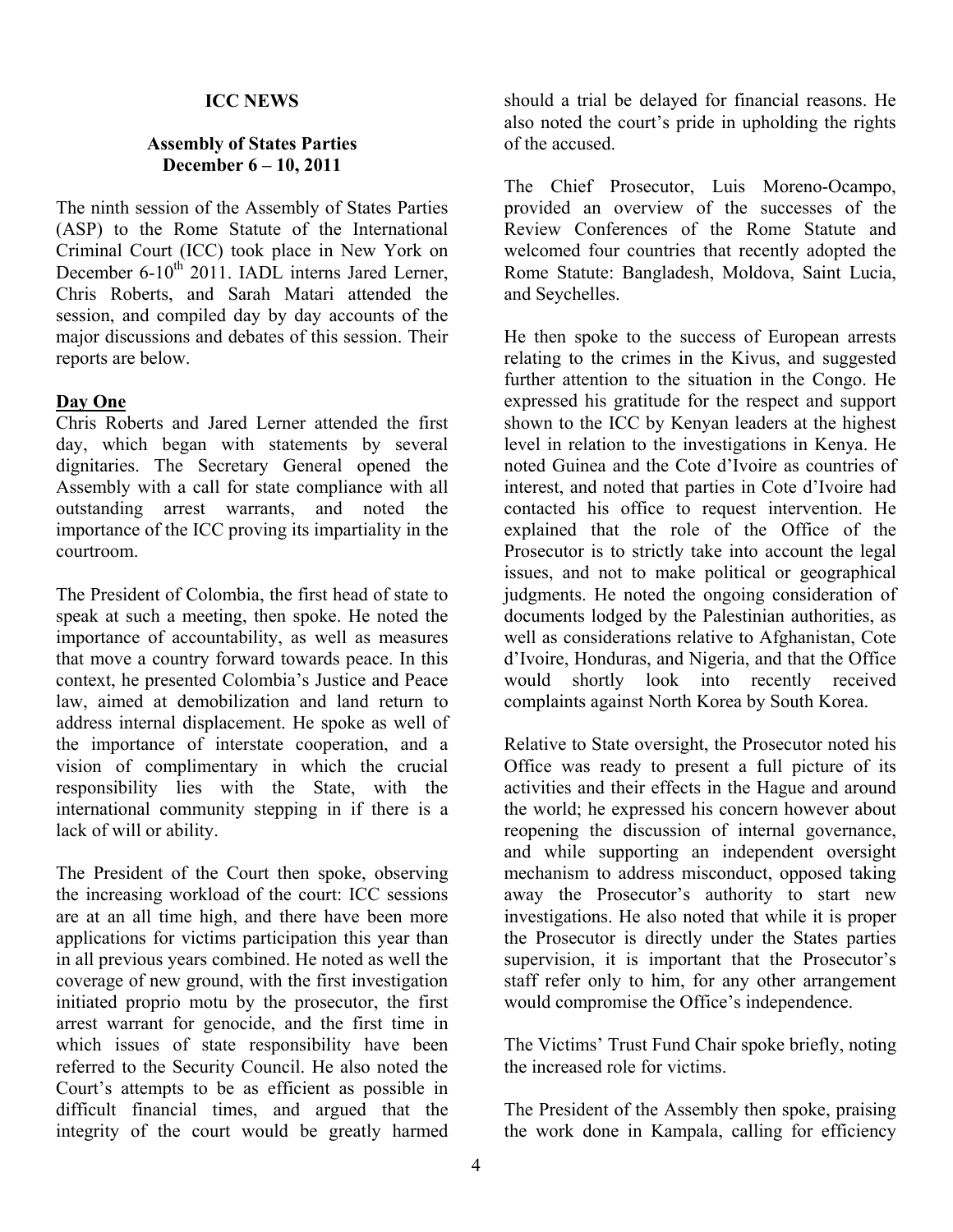**ICC NEWS**

**Assembly of States Parties**
**December 6 – 10, 2011**

The ninth session of the Assembly of States Parties (ASP) to the Rome Statute of the International Criminal Court (ICC) took place in New York on December 6-10th 2011. IADL interns Jared Lerner, Chris Roberts, and Sarah Matari attended the session, and compiled day by day accounts of the major discussions and debates of this session. Their reports are below.

**Day One**

Chris Roberts and Jared Lerner attended the first day, which began with statements by several dignitaries. The Secretary General opened the Assembly with a call for state compliance with all outstanding arrest warrants, and noted the importance of the ICC proving its impartiality in the courtroom.

The President of Colombia, the first head of state to speak at such a meeting, then spoke. He noted the importance of accountability, as well as measures that move a country forward towards peace. In this context, he presented Colombia's Justice and Peace law, aimed at demobilization and land return to address internal displacement. He spoke as well of the importance of interstate cooperation, and a vision of complimentary in which the crucial responsibility lies with the State, with the international community stepping in if there is a lack of will or ability.

The President of the Court then spoke, observing the increasing workload of the court: ICC sessions are at an all time high, and there have been more applications for victims participation this year than in all previous years combined. He noted as well the coverage of new ground, with the first investigation initiated proprio motu by the prosecutor, the first arrest warrant for genocide, and the first time in which issues of state responsibility have been referred to the Security Council. He also noted the Court's attempts to be as efficient as possible in difficult financial times, and argued that the integrity of the court would be greatly harmed should a trial be delayed for financial reasons. He also noted the court's pride in upholding the rights of the accused.

The Chief Prosecutor, Luis Moreno-Ocampo, provided an overview of the successes of the Review Conferences of the Rome Statute and welcomed four countries that recently adopted the Rome Statute: Bangladesh, Moldova, Saint Lucia, and Seychelles.

He then spoke to the success of European arrests relating to the crimes in the Kivus, and suggested further attention to the situation in the Congo. He expressed his gratitude for the respect and support shown to the ICC by Kenyan leaders at the highest level in relation to the investigations in Kenya. He noted Guinea and the Cote d'Ivoire as countries of interest, and noted that parties in Cote d'Ivoire had contacted his office to request intervention. He explained that the role of the Office of the Prosecutor is to strictly take into account the legal issues, and not to make political or geographical judgments. He noted the ongoing consideration of documents lodged by the Palestinian authorities, as well as considerations relative to Afghanistan, Cote d'Ivoire, Honduras, and Nigeria, and that the Office would shortly look into recently received complaints against North Korea by South Korea.

Relative to State oversight, the Prosecutor noted his Office was ready to present a full picture of its activities and their effects in the Hague and around the world; he expressed his concern however about reopening the discussion of internal governance, and while supporting an independent oversight mechanism to address misconduct, opposed taking away the Prosecutor's authority to start new investigations. He also noted that while it is proper the Prosecutor is directly under the States parties supervision, it is important that the Prosecutor's staff refer only to him, for any other arrangement would compromise the Office's independence.

The Victims' Trust Fund Chair spoke briefly, noting the increased role for victims.

The President of the Assembly then spoke, praising the work done in Kampala, calling for efficiency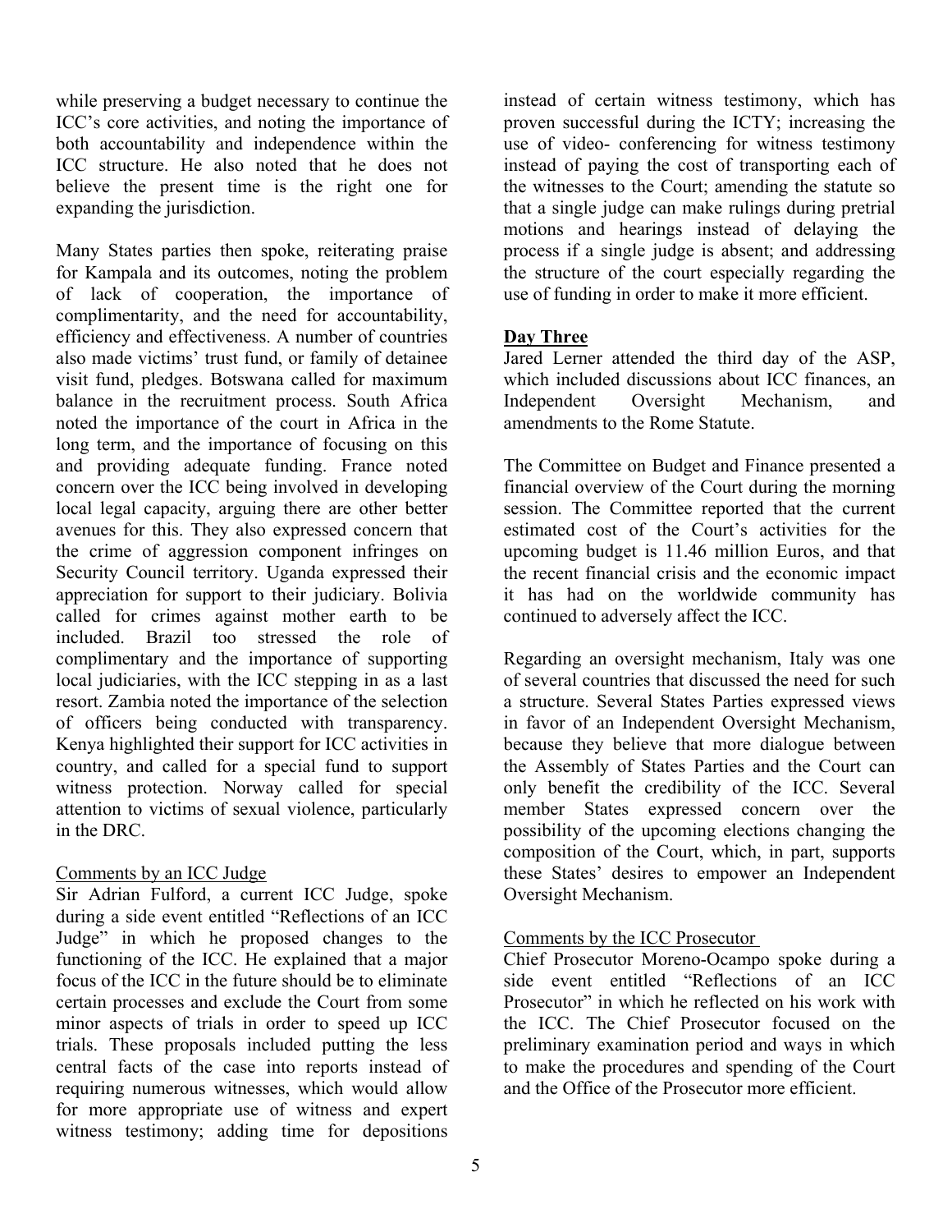while preserving a budget necessary to continue the ICC's core activities, and noting the importance of both accountability and independence within the ICC structure. He also noted that he does not believe the present time is the right one for expanding the jurisdiction.

Many States parties then spoke, reiterating praise for Kampala and its outcomes, noting the problem of lack of cooperation, the importance of complimentarity, and the need for accountability, efficiency and effectiveness. A number of countries also made victims' trust fund, or family of detainee visit fund, pledges. Botswana called for maximum balance in the recruitment process. South Africa noted the importance of the court in Africa in the long term, and the importance of focusing on this and providing adequate funding. France noted concern over the ICC being involved in developing local legal capacity, arguing there are other better avenues for this. They also expressed concern that the crime of aggression component infringes on Security Council territory. Uganda expressed their appreciation for support to their judiciary. Bolivia called for crimes against mother earth to be included. Brazil too stressed the role of complimentary and the importance of supporting local judiciaries, with the ICC stepping in as a last resort. Zambia noted the importance of the selection of officers being conducted with transparency. Kenya highlighted their support for ICC activities in country, and called for a special fund to support witness protection. Norway called for special attention to victims of sexual violence, particularly in the DRC.

Comments by an ICC Judge

Sir Adrian Fulford, a current ICC Judge, spoke during a side event entitled "Reflections of an ICC Judge" in which he proposed changes to the functioning of the ICC. He explained that a major focus of the ICC in the future should be to eliminate certain processes and exclude the Court from some minor aspects of trials in order to speed up ICC trials. These proposals included putting the less central facts of the case into reports instead of requiring numerous witnesses, which would allow for more appropriate use of witness and expert witness testimony; adding time for depositions instead of certain witness testimony, which has proven successful during the ICTY; increasing the use of video- conferencing for witness testimony instead of paying the cost of transporting each of the witnesses to the Court; amending the statute so that a single judge can make rulings during pretrial motions and hearings instead of delaying the process if a single judge is absent; and addressing the structure of the court especially regarding the use of funding in order to make it more efficient.

## Day Three

Jared Lerner attended the third day of the ASP, which included discussions about ICC finances, an Independent Oversight Mechanism, and amendments to the Rome Statute.

The Committee on Budget and Finance presented a financial overview of the Court during the morning session. The Committee reported that the current estimated cost of the Court's activities for the upcoming budget is 11.46 million Euros, and that the recent financial crisis and the economic impact it has had on the worldwide community has continued to adversely affect the ICC.

Regarding an oversight mechanism, Italy was one of several countries that discussed the need for such a structure. Several States Parties expressed views in favor of an Independent Oversight Mechanism, because they believe that more dialogue between the Assembly of States Parties and the Court can only benefit the credibility of the ICC. Several member States expressed concern over the possibility of the upcoming elections changing the composition of the Court, which, in part, supports these States' desires to empower an Independent Oversight Mechanism.

Comments by the ICC Prosecutor

Chief Prosecutor Moreno-Ocampo spoke during a side event entitled "Reflections of an ICC Prosecutor" in which he reflected on his work with the ICC. The Chief Prosecutor focused on the preliminary examination period and ways in which to make the procedures and spending of the Court and the Office of the Prosecutor more efficient.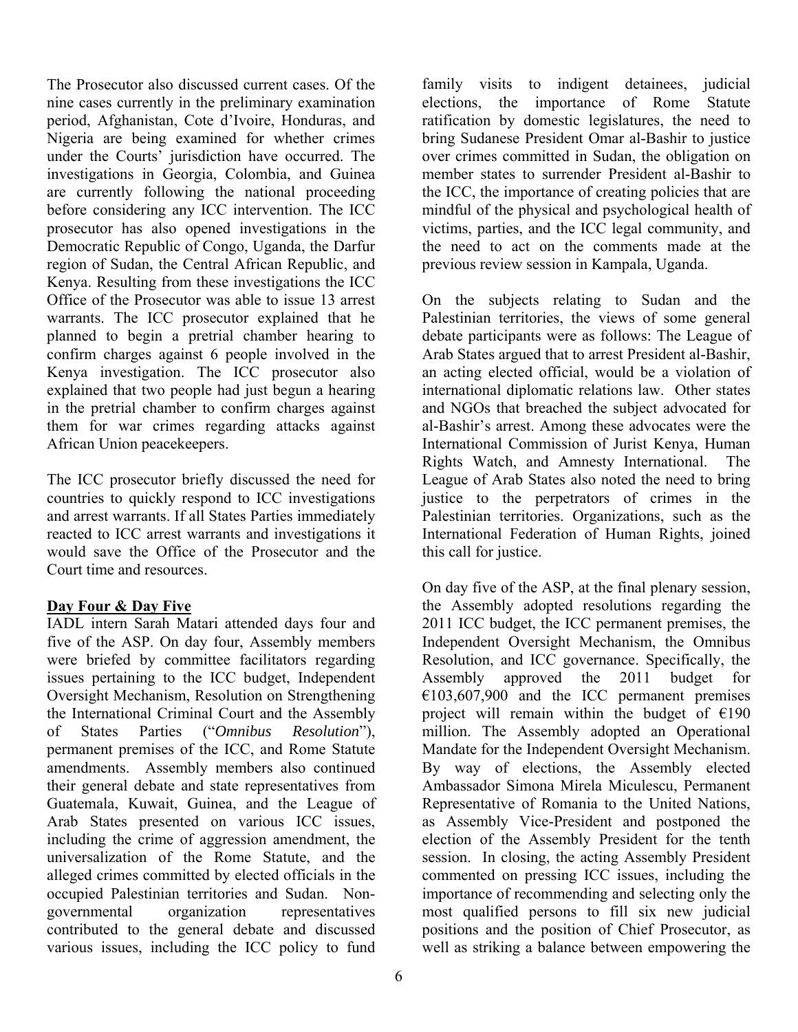The Prosecutor also discussed current cases. Of the nine cases currently in the preliminary examination period, Afghanistan, Cote d'Ivoire, Honduras, and Nigeria are being examined for whether crimes under the Courts' jurisdiction have occurred. The investigations in Georgia, Colombia, and Guinea are currently following the national proceeding before considering any ICC intervention. The ICC prosecutor has also opened investigations in the Democratic Republic of Congo, Uganda, the Darfur region of Sudan, the Central African Republic, and Kenya. Resulting from these investigations the ICC Office of the Prosecutor was able to issue 13 arrest warrants. The ICC prosecutor explained that he planned to begin a pretrial chamber hearing to confirm charges against 6 people involved in the Kenya investigation. The ICC prosecutor also explained that two people had just begun a hearing in the pretrial chamber to confirm charges against them for war crimes regarding attacks against African Union peacekeepers.

The ICC prosecutor briefly discussed the need for countries to quickly respond to ICC investigations and arrest warrants. If all States Parties immediately reacted to ICC arrest warrants and investigations it would save the Office of the Prosecutor and the Court time and resources.

## Day Four & Day Five

IADL intern Sarah Matari attended days four and five of the ASP. On day four, Assembly members were briefed by committee facilitators regarding issues pertaining to the ICC budget, Independent Oversight Mechanism, Resolution on Strengthening the International Criminal Court and the Assembly of States Parties ("*Omnibus Resolution*"), permanent premises of the ICC, and Rome Statute amendments. Assembly members also continued their general debate and state representatives from Guatemala, Kuwait, Guinea, and the League of Arab States presented on various ICC issues, including the crime of aggression amendment, the universalization of the Rome Statute, and the alleged crimes committed by elected officials in the occupied Palestinian territories and Sudan. Non-governmental organization representatives contributed to the general debate and discussed various issues, including the ICC policy to fund family visits to indigent detainees, judicial elections, the importance of Rome Statute ratification by domestic legislatures, the need to bring Sudanese President Omar al-Bashir to justice over crimes committed in Sudan, the obligation on member states to surrender President al-Bashir to the ICC, the importance of creating policies that are mindful of the physical and psychological health of victims, parties, and the ICC legal community, and the need to act on the comments made at the previous review session in Kampala, Uganda.

On the subjects relating to Sudan and the Palestinian territories, the views of some general debate participants were as follows: The League of Arab States argued that to arrest President al-Bashir, an acting elected official, would be a violation of international diplomatic relations law. Other states and NGOs that breached the subject advocated for al-Bashir's arrest. Among these advocates were the International Commission of Jurist Kenya, Human Rights Watch, and Amnesty International. The League of Arab States also noted the need to bring justice to the perpetrators of crimes in the Palestinian territories. Organizations, such as the International Federation of Human Rights, joined this call for justice.

On day five of the ASP, at the final plenary session, the Assembly adopted resolutions regarding the 2011 ICC budget, the ICC permanent premises, the Independent Oversight Mechanism, the Omnibus Resolution, and ICC governance. Specifically, the Assembly approved the 2011 budget for €103,607,900 and the ICC permanent premises project will remain within the budget of €190 million. The Assembly adopted an Operational Mandate for the Independent Oversight Mechanism. By way of elections, the Assembly elected Ambassador Simona Mirela Miculescu, Permanent Representative of Romania to the United Nations, as Assembly Vice-President and postponed the election of the Assembly President for the tenth session. In closing, the acting Assembly President commented on pressing ICC issues, including the importance of recommending and selecting only the most qualified persons to fill six new judicial positions and the position of Chief Prosecutor, as well as striking a balance between empowering the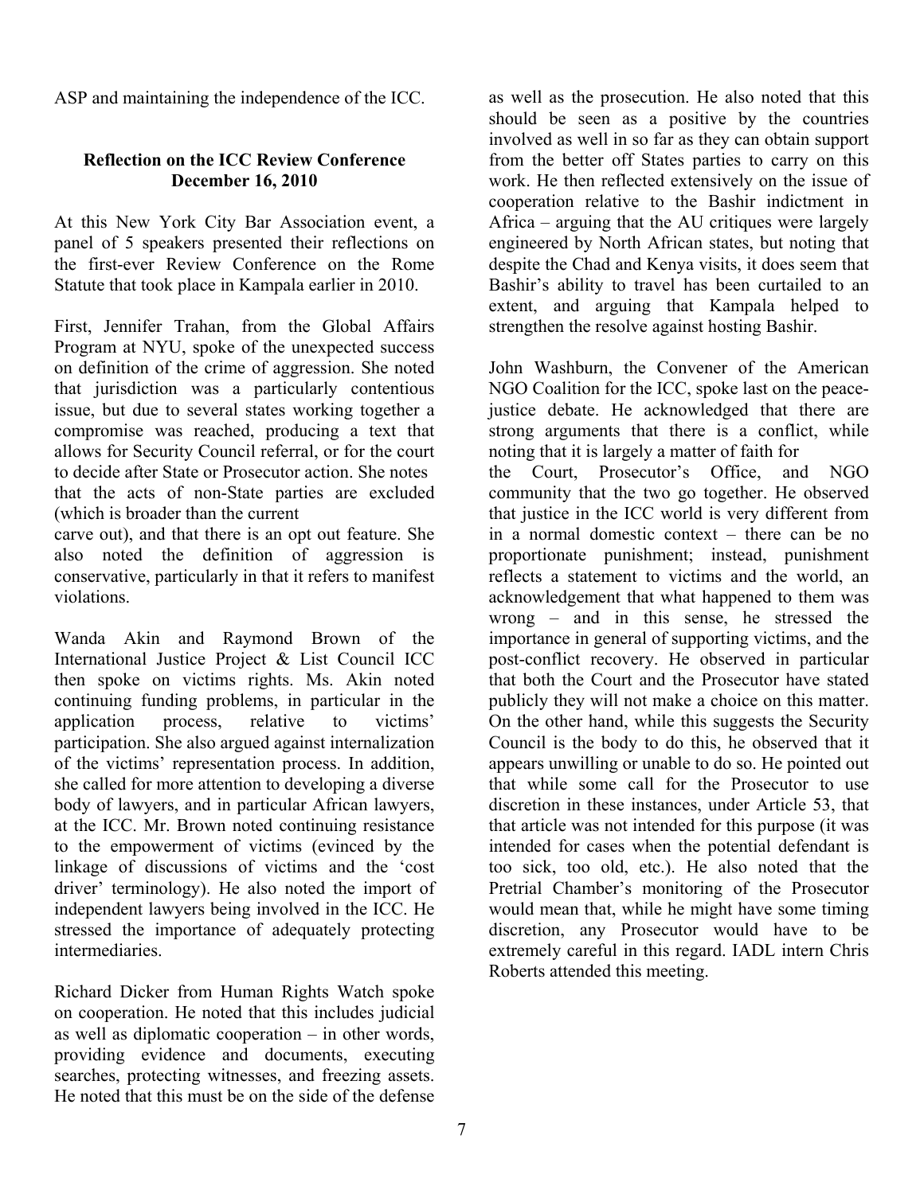ASP and maintaining the independence of the ICC.

**Reflection on the ICC Review Conference**
**December 16, 2010**

At this New York City Bar Association event, a panel of 5 speakers presented their reflections on the first-ever Review Conference on the Rome Statute that took place in Kampala earlier in 2010.

First, Jennifer Trahan, from the Global Affairs Program at NYU, spoke of the unexpected success on definition of the crime of aggression. She noted that jurisdiction was a particularly contentious issue, but due to several states working together a compromise was reached, producing a text that allows for Security Council referral, or for the court to decide after State or Prosecutor action. She notes that the acts of non-State parties are excluded (which is broader than the current carve out), and that there is an opt out feature. She also noted the definition of aggression is conservative, particularly in that it refers to manifest violations.

Wanda Akin and Raymond Brown of the International Justice Project & List Council ICC then spoke on victims rights. Ms. Akin noted continuing funding problems, in particular in the application process, relative to victims' participation. She also argued against internalization of the victims' representation process. In addition, she called for more attention to developing a diverse body of lawyers, and in particular African lawyers, at the ICC. Mr. Brown noted continuing resistance to the empowerment of victims (evinced by the linkage of discussions of victims and the 'cost driver' terminology). He also noted the import of independent lawyers being involved in the ICC. He stressed the importance of adequately protecting intermediaries.

Richard Dicker from Human Rights Watch spoke on cooperation. He noted that this includes judicial as well as diplomatic cooperation – in other words, providing evidence and documents, executing searches, protecting witnesses, and freezing assets. He noted that this must be on the side of the defense as well as the prosecution. He also noted that this should be seen as a positive by the countries involved as well in so far as they can obtain support from the better off States parties to carry on this work. He then reflected extensively on the issue of cooperation relative to the Bashir indictment in Africa – arguing that the AU critiques were largely engineered by North African states, but noting that despite the Chad and Kenya visits, it does seem that Bashir's ability to travel has been curtailed to an extent, and arguing that Kampala helped to strengthen the resolve against hosting Bashir.

John Washburn, the Convener of the American NGO Coalition for the ICC, spoke last on the peace-justice debate. He acknowledged that there are strong arguments that there is a conflict, while noting that it is largely a matter of faith for the Court, Prosecutor's Office, and NGO community that the two go together. He observed that justice in the ICC world is very different from in a normal domestic context – there can be no proportionate punishment; instead, punishment reflects a statement to victims and the world, an acknowledgement that what happened to them was wrong – and in this sense, he stressed the importance in general of supporting victims, and the post-conflict recovery. He observed in particular that both the Court and the Prosecutor have stated publicly they will not make a choice on this matter. On the other hand, while this suggests the Security Council is the body to do this, he observed that it appears unwilling or unable to do so. He pointed out that while some call for the Prosecutor to use discretion in these instances, under Article 53, that that article was not intended for this purpose (it was intended for cases when the potential defendant is too sick, too old, etc.). He also noted that the Pretrial Chamber's monitoring of the Prosecutor would mean that, while he might have some timing discretion, any Prosecutor would have to be extremely careful in this regard. IADL intern Chris Roberts attended this meeting.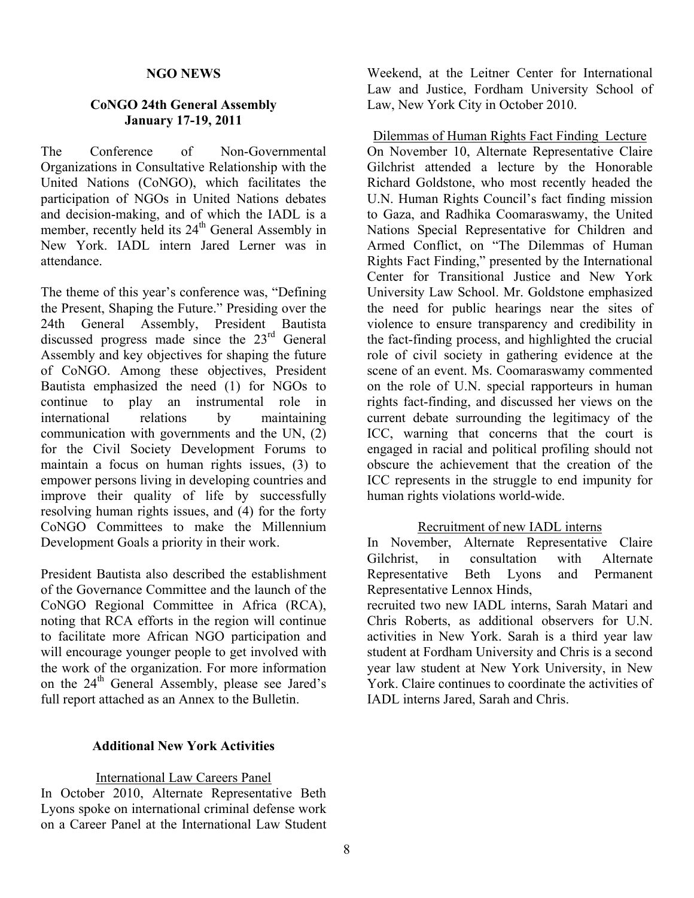## NGO NEWS

### CoNGO 24th General Assembly January 17-19, 2011

The Conference of Non-Governmental Organizations in Consultative Relationship with the United Nations (CoNGO), which facilitates the participation of NGOs in United Nations debates and decision-making, and of which the IADL is a member, recently held its 24th General Assembly in New York. IADL intern Jared Lerner was in attendance.

The theme of this year's conference was, "Defining the Present, Shaping the Future." Presiding over the 24th General Assembly, President Bautista discussed progress made since the 23rd General Assembly and key objectives for shaping the future of CoNGO. Among these objectives, President Bautista emphasized the need (1) for NGOs to continue to play an instrumental role in international relations by maintaining communication with governments and the UN, (2) for the Civil Society Development Forums to maintain a focus on human rights issues, (3) to empower persons living in developing countries and improve their quality of life by successfully resolving human rights issues, and (4) for the forty CoNGO Committees to make the Millennium Development Goals a priority in their work.

President Bautista also described the establishment of the Governance Committee and the launch of the CoNGO Regional Committee in Africa (RCA), noting that RCA efforts in the region will continue to facilitate more African NGO participation and will encourage younger people to get involved with the work of the organization. For more information on the 24th General Assembly, please see Jared's full report attached as an Annex to the Bulletin.

### Additional New York Activities

International Law Careers Panel

In October 2010, Alternate Representative Beth Lyons spoke on international criminal defense work on a Career Panel at the International Law Student Weekend, at the Leitner Center for International Law and Justice, Fordham University School of Law, New York City in October 2010.

Dilemmas of Human Rights Fact Finding Lecture

On November 10, Alternate Representative Claire Gilchrist attended a lecture by the Honorable Richard Goldstone, who most recently headed the U.N. Human Rights Council's fact finding mission to Gaza, and Radhika Coomaraswamy, the United Nations Special Representative for Children and Armed Conflict, on "The Dilemmas of Human Rights Fact Finding," presented by the International Center for Transitional Justice and New York University Law School. Mr. Goldstone emphasized the need for public hearings near the sites of violence to ensure transparency and credibility in the fact-finding process, and highlighted the crucial role of civil society in gathering evidence at the scene of an event. Ms. Coomaraswamy commented on the role of U.N. special rapporteurs in human rights fact-finding, and discussed her views on the current debate surrounding the legitimacy of the ICC, warning that concerns that the court is engaged in racial and political profiling should not obscure the achievement that the creation of the ICC represents in the struggle to end impunity for human rights violations world-wide.

Recruitment of new IADL interns

In November, Alternate Representative Claire Gilchrist, in consultation with Alternate Representative Beth Lyons and Permanent Representative Lennox Hinds, recruited two new IADL interns, Sarah Matari and Chris Roberts, as additional observers for U.N. activities in New York. Sarah is a third year law student at Fordham University and Chris is a second year law student at New York University, in New York. Claire continues to coordinate the activities of IADL interns Jared, Sarah and Chris.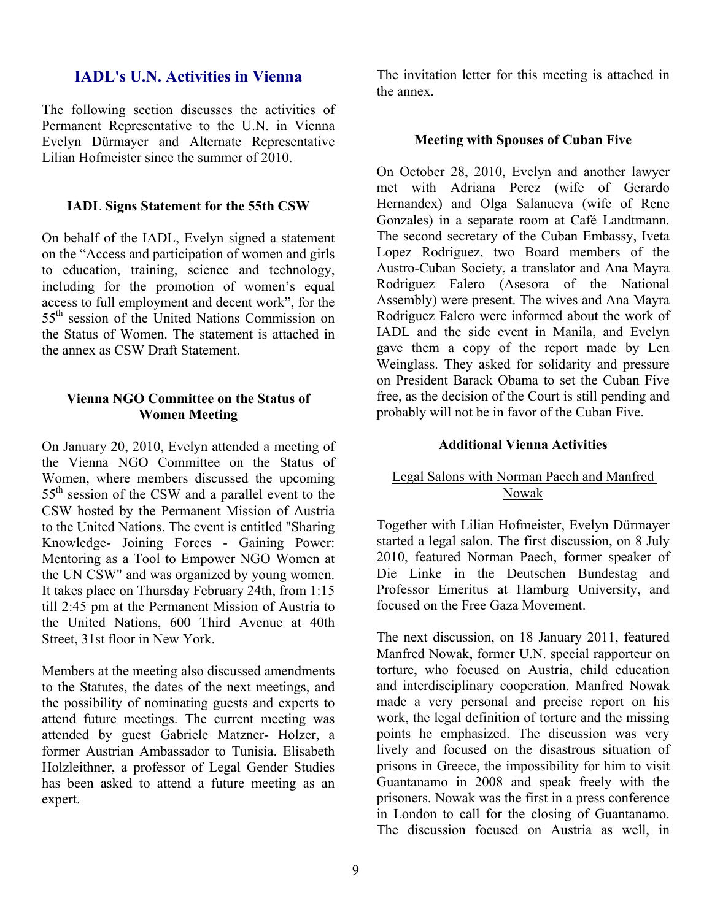## IADL's U.N. Activities in Vienna

The following section discusses the activities of Permanent Representative to the U.N. in Vienna Evelyn Dürmayer and Alternate Representative Lilian Hofmeister since the summer of 2010.

### IADL Signs Statement for the 55th CSW

On behalf of the IADL, Evelyn signed a statement on the "Access and participation of women and girls to education, training, science and technology, including for the promotion of women's equal access to full employment and decent work", for the 55th session of the United Nations Commission on the Status of Women. The statement is attached in the annex as CSW Draft Statement.

### Vienna NGO Committee on the Status of Women Meeting

On January 20, 2010, Evelyn attended a meeting of the Vienna NGO Committee on the Status of Women, where members discussed the upcoming 55th session of the CSW and a parallel event to the CSW hosted by the Permanent Mission of Austria to the United Nations. The event is entitled "Sharing Knowledge- Joining Forces - Gaining Power: Mentoring as a Tool to Empower NGO Women at the UN CSW" and was organized by young women. It takes place on Thursday February 24th, from 1:15 till 2:45 pm at the Permanent Mission of Austria to the United Nations, 600 Third Avenue at 40th Street, 31st floor in New York.

Members at the meeting also discussed amendments to the Statutes, the dates of the next meetings, and the possibility of nominating guests and experts to attend future meetings. The current meeting was attended by guest Gabriele Matzner- Holzer, a former Austrian Ambassador to Tunisia. Elisabeth Holzleithner, a professor of Legal Gender Studies has been asked to attend a future meeting as an expert.

The invitation letter for this meeting is attached in the annex.

### Meeting with Spouses of Cuban Five

On October 28, 2010, Evelyn and another lawyer met with Adriana Perez (wife of Gerardo Hernandex) and Olga Salanueva (wife of Rene Gonzales) in a separate room at Café Landtmann. The second secretary of the Cuban Embassy, Iveta Lopez Rodriguez, two Board members of the Austro-Cuban Society, a translator and Ana Mayra Rodriguez Falero (Asesora of the National Assembly) were present. The wives and Ana Mayra Rodriguez Falero were informed about the work of IADL and the side event in Manila, and Evelyn gave them a copy of the report made by Len Weinglass. They asked for solidarity and pressure on President Barack Obama to set the Cuban Five free, as the decision of the Court is still pending and probably will not be in favor of the Cuban Five.

### Additional Vienna Activities

#### Legal Salons with Norman Paech and Manfred Nowak

Together with Lilian Hofmeister, Evelyn Dürmayer started a legal salon. The first discussion, on 8 July 2010, featured Norman Paech, former speaker of Die Linke in the Deutschen Bundestag and Professor Emeritus at Hamburg University, and focused on the Free Gaza Movement.

The next discussion, on 18 January 2011, featured Manfred Nowak, former U.N. special rapporteur on torture, who focused on Austria, child education and interdisciplinary cooperation. Manfred Nowak made a very personal and precise report on his work, the legal definition of torture and the missing points he emphasized. The discussion was very lively and focused on the disastrous situation of prisons in Greece, the impossibility for him to visit Guantanamo in 2008 and speak freely with the prisoners. Nowak was the first in a press conference in London to call for the closing of Guantanamo. The discussion focused on Austria as well, in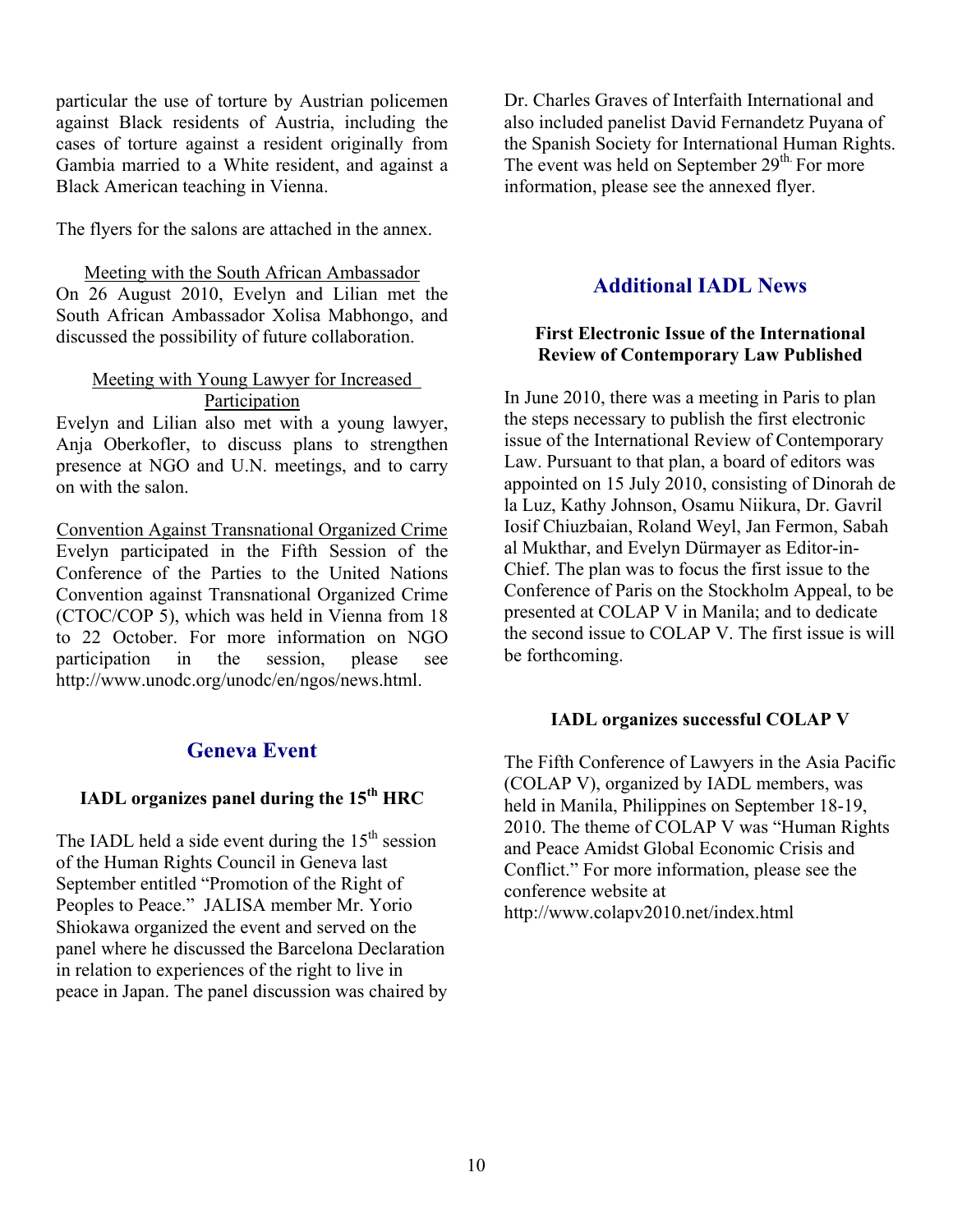particular the use of torture by Austrian policemen against Black residents of Austria, including the cases of torture against a resident originally from Gambia married to a White resident, and against a Black American teaching in Vienna.

The flyers for the salons are attached in the annex.

Meeting with the South African Ambassador

On 26 August 2010, Evelyn and Lilian met the South African Ambassador Xolisa Mabhongo, and discussed the possibility of future collaboration.

Meeting with Young Lawyer for Increased Participation

Evelyn and Lilian also met with a young lawyer, Anja Oberkofler, to discuss plans to strengthen presence at NGO and U.N. meetings, and to carry on with the salon.

Convention Against Transnational Organized Crime

Evelyn participated in the Fifth Session of the Conference of the Parties to the United Nations Convention against Transnational Organized Crime (CTOC/COP 5), which was held in Vienna from 18 to 22 October. For more information on NGO participation in the session, please see http://www.unodc.org/unodc/en/ngos/news.html.

## Geneva Event

### IADL organizes panel during the 15th HRC

The IADL held a side event during the 15th session of the Human Rights Council in Geneva last September entitled "Promotion of the Right of Peoples to Peace." JALISA member Mr. Yorio Shiokawa organized the event and served on the panel where he discussed the Barcelona Declaration in relation to experiences of the right to live in peace in Japan. The panel discussion was chaired by Dr. Charles Graves of Interfaith International and also included panelist David Fernandetz Puyana of the Spanish Society for International Human Rights. The event was held on September 29th. For more information, please see the annexed flyer.

## Additional IADL News

### First Electronic Issue of the International Review of Contemporary Law Published

In June 2010, there was a meeting in Paris to plan the steps necessary to publish the first electronic issue of the International Review of Contemporary Law. Pursuant to that plan, a board of editors was appointed on 15 July 2010, consisting of Dinorah de la Luz, Kathy Johnson, Osamu Niikura, Dr. Gavril Iosif Chiuzbaian, Roland Weyl, Jan Fermon, Sabah al Mukthar, and Evelyn Dürmayer as Editor-in-Chief. The plan was to focus the first issue to the Conference of Paris on the Stockholm Appeal, to be presented at COLAP V in Manila; and to dedicate the second issue to COLAP V. The first issue is will be forthcoming.

### IADL organizes successful COLAP V

The Fifth Conference of Lawyers in the Asia Pacific (COLAP V), organized by IADL members, was held in Manila, Philippines on September 18-19, 2010. The theme of COLAP V was "Human Rights and Peace Amidst Global Economic Crisis and Conflict." For more information, please see the conference website at http://www.colapv2010.net/index.html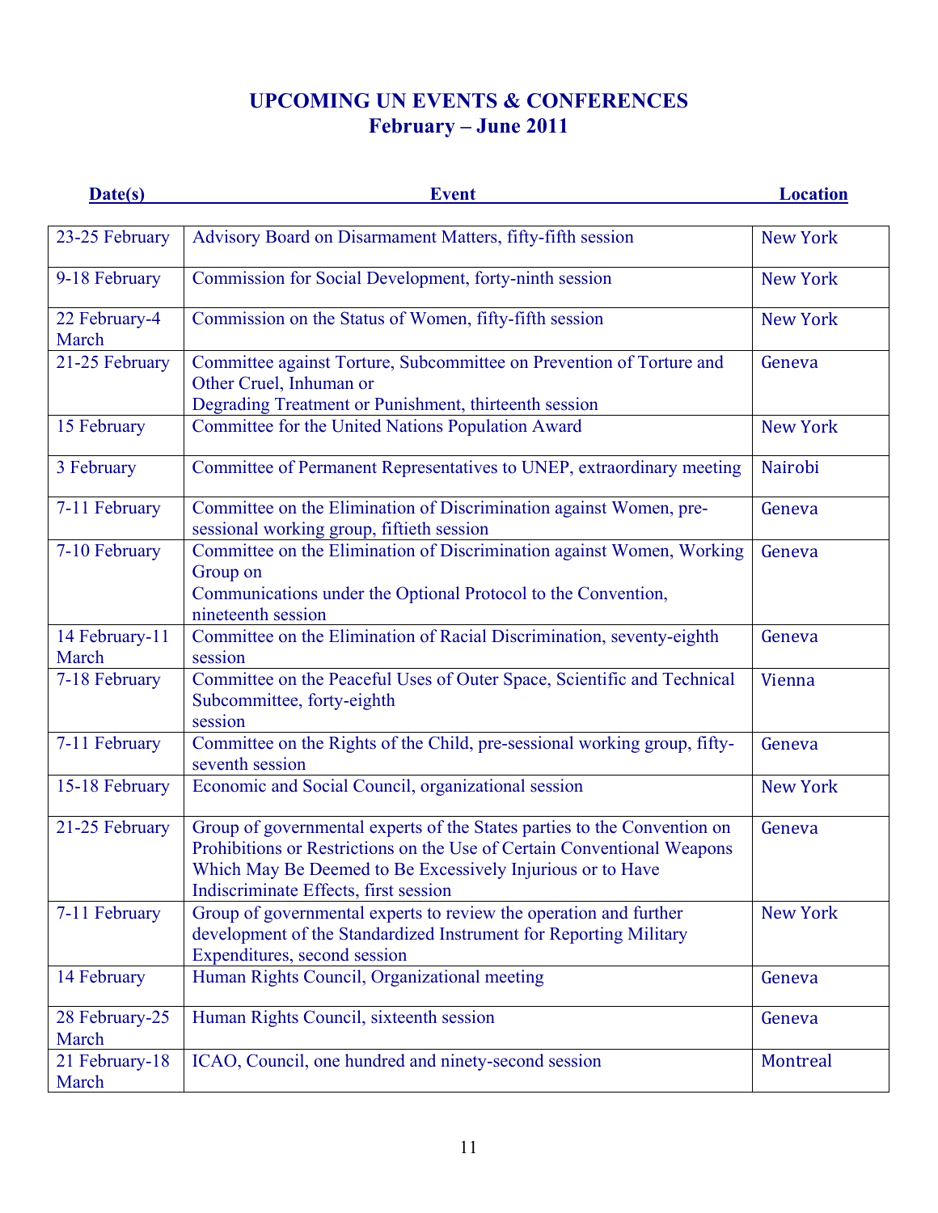## UPCOMING UN EVENTS & CONFERENCES
## February – June 2011

| Date(s) | Event | Location |
|---|---|---|
| 23-25 February | Advisory Board on Disarmament Matters, fifty-fifth session | New York |
| 9-18 February | Commission for Social Development, forty-ninth session | New York |
| 22 February-4 March | Commission on the Status of Women, fifty-fifth session | New York |
| 21-25 February | Committee against Torture, Subcommittee on Prevention of Torture and Other Cruel, Inhuman or Degrading Treatment or Punishment, thirteenth session | Geneva |
| 15 February | Committee for the United Nations Population Award | New York |
| 3 February | Committee of Permanent Representatives to UNEP, extraordinary meeting | Nairobi |
| 7-11 February | Committee on the Elimination of Discrimination against Women, pre-sessional working group, fiftieth session | Geneva |
| 7-10 February | Committee on the Elimination of Discrimination against Women, Working Group on Communications under the Optional Protocol to the Convention, nineteenth session | Geneva |
| 14 February-11 March | Committee on the Elimination of Racial Discrimination, seventy-eighth session | Geneva |
| 7-18 February | Committee on the Peaceful Uses of Outer Space, Scientific and Technical Subcommittee, forty-eighth session | Vienna |
| 7-11 February | Committee on the Rights of the Child, pre-sessional working group, fifty-seventh session | Geneva |
| 15-18 February | Economic and Social Council, organizational session | New York |
| 21-25 February | Group of governmental experts of the States parties to the Convention on Prohibitions or Restrictions on the Use of Certain Conventional Weapons Which May Be Deemed to Be Excessively Injurious or to Have Indiscriminate Effects, first session | Geneva |
| 7-11 February | Group of governmental experts to review the operation and further development of the Standardized Instrument for Reporting Military Expenditures, second session | New York |
| 14 February | Human Rights Council, Organizational meeting | Geneva |
| 28 February-25 March | Human Rights Council, sixteenth session | Geneva |
| 21 February-18 March | ICAO, Council, one hundred and ninety-second session | Montreal |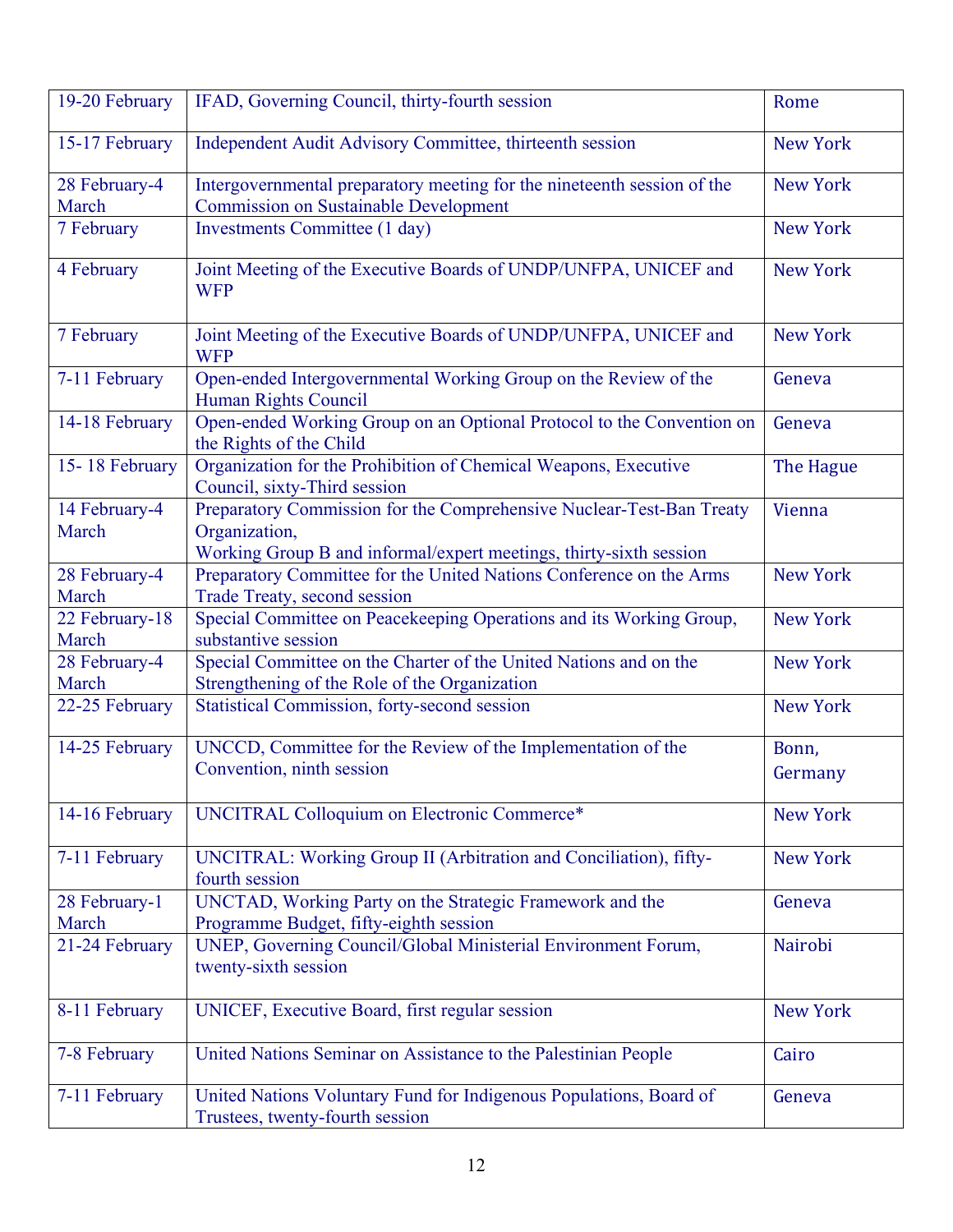| 19-20 February | IFAD, Governing Council, thirty-fourth session | Rome |
|---|---|---|
| 15-17 February | Independent Audit Advisory Committee, thirteenth session | New York |
| 28 February-4 March | Intergovernmental preparatory meeting for the nineteenth session of the Commission on Sustainable Development | New York |
| 7 February | Investments Committee (1 day) | New York |
| 4 February | Joint Meeting of the Executive Boards of UNDP/UNFPA, UNICEF and WFP | New York |
| 7 February | Joint Meeting of the Executive Boards of UNDP/UNFPA, UNICEF and WFP | New York |
| 7-11 February | Open-ended Intergovernmental Working Group on the Review of the Human Rights Council | Geneva |
| 14-18 February | Open-ended Working Group on an Optional Protocol to the Convention on the Rights of the Child | Geneva |
| 15- 18 February | Organization for the Prohibition of Chemical Weapons, Executive Council, sixty-Third session | The Hague |
| 14 February-4 March | Preparatory Commission for the Comprehensive Nuclear-Test-Ban Treaty Organization,<br>Working Group B and informal/expert meetings, thirty-sixth session | Vienna |
| 28 February-4 March | Preparatory Committee for the United Nations Conference on the Arms Trade Treaty, second session | New York |
| 22 February-18 March | Special Committee on Peacekeeping Operations and its Working Group, substantive session | New York |
| 28 February-4 March | Special Committee on the Charter of the United Nations and on the Strengthening of the Role of the Organization | New York |
| 22-25 February | Statistical Commission, forty-second session | New York |
| 14-25 February | UNCCD, Committee for the Review of the Implementation of the Convention, ninth session | Bonn, Germany |
| 14-16 February | UNCITRAL Colloquium on Electronic Commerce* | New York |
| 7-11 February | UNCITRAL: Working Group II (Arbitration and Conciliation), fifty-fourth session | New York |
| 28 February-1 March | UNCTAD, Working Party on the Strategic Framework and the Programme Budget, fifty-eighth session | Geneva |
| 21-24 February | UNEP, Governing Council/Global Ministerial Environment Forum, twenty-sixth session | Nairobi |
| 8-11 February | UNICEF, Executive Board, first regular session | New York |
| 7-8 February | United Nations Seminar on Assistance to the Palestinian People | Cairo |
| 7-11 February | United Nations Voluntary Fund for Indigenous Populations, Board of Trustees, twenty-fourth session | Geneva |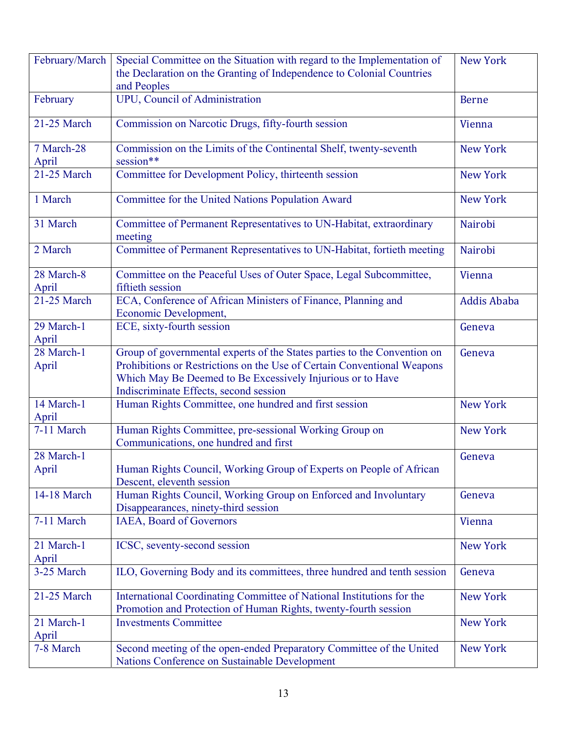| | | |
|---|---|---|
| February/March | Special Committee on the Situation with regard to the Implementation of the Declaration on the Granting of Independence to Colonial Countries and Peoples | New York |
| February | UPU, Council of Administration | Berne |
| 21-25 March | Commission on Narcotic Drugs, fifty-fourth session | Vienna |
| 7 March-28 April | Commission on the Limits of the Continental Shelf, twenty-seventh session** | New York |
| 21-25 March | Committee for Development Policy, thirteenth session | New York |
| 1 March | Committee for the United Nations Population Award | New York |
| 31 March | Committee of Permanent Representatives to UN-Habitat, extraordinary meeting | Nairobi |
| 2 March | Committee of Permanent Representatives to UN-Habitat, fortieth meeting | Nairobi |
| 28 March-8 April | Committee on the Peaceful Uses of Outer Space, Legal Subcommittee, fiftieth session | Vienna |
| 21-25 March | ECA, Conference of African Ministers of Finance, Planning and Economic Development, | Addis Ababa |
| 29 March-1 April | ECE, sixty-fourth session | Geneva |
| 28 March-1 April | Group of governmental experts of the States parties to the Convention on Prohibitions or Restrictions on the Use of Certain Conventional Weapons Which May Be Deemed to Be Excessively Injurious or to Have Indiscriminate Effects, second session | Geneva |
| 14 March-1 April | Human Rights Committee, one hundred and first session | New York |
| 7-11 March | Human Rights Committee, pre-sessional Working Group on Communications, one hundred and first | New York |
| 28 March-1 April | Human Rights Council, Working Group of Experts on People of African Descent, eleventh session | Geneva |
| 14-18 March | Human Rights Council, Working Group on Enforced and Involuntary Disappearances, ninety-third session | Geneva |
| 7-11 March | IAEA, Board of Governors | Vienna |
| 21 March-1 April | ICSC, seventy-second session | New York |
| 3-25 March | ILO, Governing Body and its committees, three hundred and tenth session | Geneva |
| 21-25 March | International Coordinating Committee of National Institutions for the Promotion and Protection of Human Rights, twenty-fourth session | New York |
| 21 March-1 April | Investments Committee | New York |
| 7-8 March | Second meeting of the open-ended Preparatory Committee of the United Nations Conference on Sustainable Development | New York |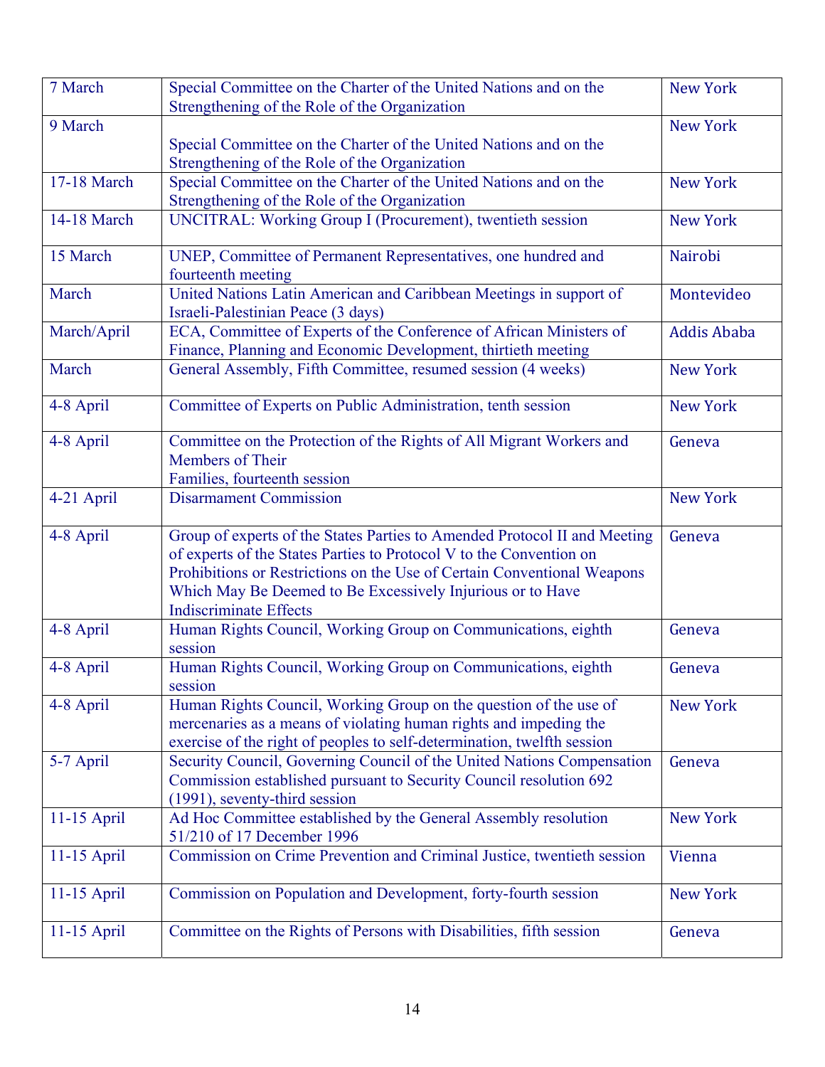| 7 March | Special Committee on the Charter of the United Nations and on the Strengthening of the Role of the Organization | New York |
|---|---|---|
| 9 March | Special Committee on the Charter of the United Nations and on the Strengthening of the Role of the Organization | New York |
| 17-18 March | Special Committee on the Charter of the United Nations and on the Strengthening of the Role of the Organization | New York |
| 14-18 March | UNCITRAL: Working Group I (Procurement), twentieth session | New York |
| 15 March | UNEP, Committee of Permanent Representatives, one hundred and fourteenth meeting | Nairobi |
| March | United Nations Latin American and Caribbean Meetings in support of Israeli-Palestinian Peace (3 days) | Montevideo |
| March/April | ECA, Committee of Experts of the Conference of African Ministers of Finance, Planning and Economic Development, thirtieth meeting | Addis Ababa |
| March | General Assembly, Fifth Committee, resumed session (4 weeks) | New York |
| 4-8 April | Committee of Experts on Public Administration, tenth session | New York |
| 4-8 April | Committee on the Protection of the Rights of All Migrant Workers and Members of Their Families, fourteenth session | Geneva |
| 4-21 April | Disarmament Commission | New York |
| 4-8 April | Group of experts of the States Parties to Amended Protocol II and Meeting of experts of the States Parties to Protocol V to the Convention on Prohibitions or Restrictions on the Use of Certain Conventional Weapons Which May Be Deemed to Be Excessively Injurious or to Have Indiscriminate Effects | Geneva |
| 4-8 April | Human Rights Council, Working Group on Communications, eighth session | Geneva |
| 4-8 April | Human Rights Council, Working Group on Communications, eighth session | Geneva |
| 4-8 April | Human Rights Council, Working Group on the question of the use of mercenaries as a means of violating human rights and impeding the exercise of the right of peoples to self-determination, twelfth session | New York |
| 5-7 April | Security Council, Governing Council of the United Nations Compensation Commission established pursuant to Security Council resolution 692 (1991), seventy-third session | Geneva |
| 11-15 April | Ad Hoc Committee established by the General Assembly resolution 51/210 of 17 December 1996 | New York |
| 11-15 April | Commission on Crime Prevention and Criminal Justice, twentieth session | Vienna |
| 11-15 April | Commission on Population and Development, forty-fourth session | New York |
| 11-15 April | Committee on the Rights of Persons with Disabilities, fifth session | Geneva |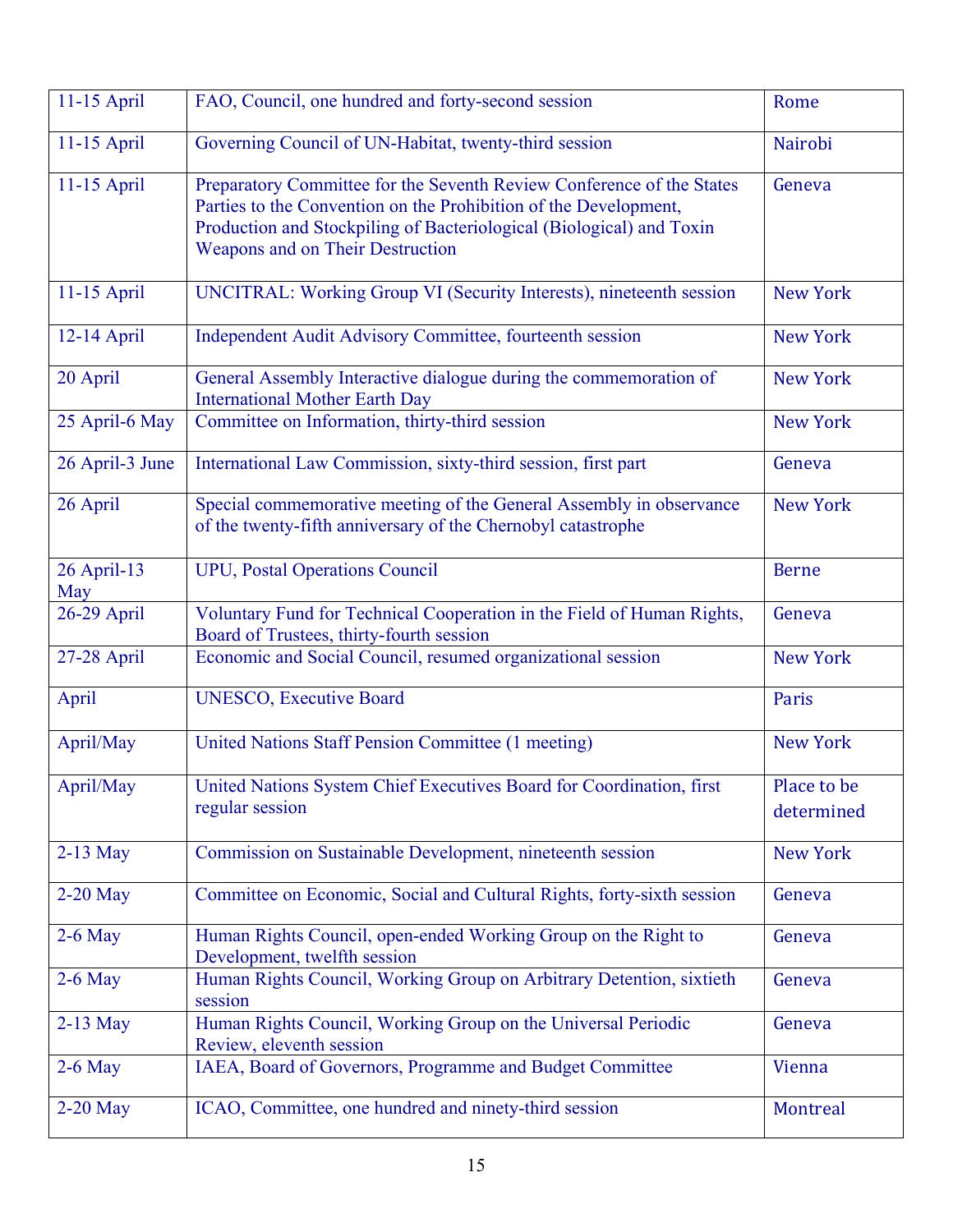| | | |
|---|---|---|
| 11-15 April | FAO, Council, one hundred and forty-second session | Rome |
| 11-15 April | Governing Council of UN-Habitat, twenty-third session | Nairobi |
| 11-15 April | Preparatory Committee for the Seventh Review Conference of the States Parties to the Convention on the Prohibition of the Development, Production and Stockpiling of Bacteriological (Biological) and Toxin Weapons and on Their Destruction | Geneva |
| 11-15 April | UNCITRAL: Working Group VI (Security Interests), nineteenth session | New York |
| 12-14 April | Independent Audit Advisory Committee, fourteenth session | New York |
| 20 April | General Assembly Interactive dialogue during the commemoration of International Mother Earth Day | New York |
| 25 April-6 May | Committee on Information, thirty-third session | New York |
| 26 April-3 June | International Law Commission, sixty-third session, first part | Geneva |
| 26 April | Special commemorative meeting of the General Assembly in observance of the twenty-fifth anniversary of the Chernobyl catastrophe | New York |
| 26 April-13 May | UPU, Postal Operations Council | Berne |
| 26-29 April | Voluntary Fund for Technical Cooperation in the Field of Human Rights, Board of Trustees, thirty-fourth session | Geneva |
| 27-28 April | Economic and Social Council, resumed organizational session | New York |
| April | UNESCO, Executive Board | Paris |
| April/May | United Nations Staff Pension Committee (1 meeting) | New York |
| April/May | United Nations System Chief Executives Board for Coordination, first regular session | Place to be determined |
| 2-13 May | Commission on Sustainable Development, nineteenth session | New York |
| 2-20 May | Committee on Economic, Social and Cultural Rights, forty-sixth session | Geneva |
| 2-6 May | Human Rights Council, open-ended Working Group on the Right to Development, twelfth session | Geneva |
| 2-6 May | Human Rights Council, Working Group on Arbitrary Detention, sixtieth session | Geneva |
| 2-13 May | Human Rights Council, Working Group on the Universal Periodic Review, eleventh session | Geneva |
| 2-6 May | IAEA, Board of Governors, Programme and Budget Committee | Vienna |
| 2-20 May | ICAO, Committee, one hundred and ninety-third session | Montreal |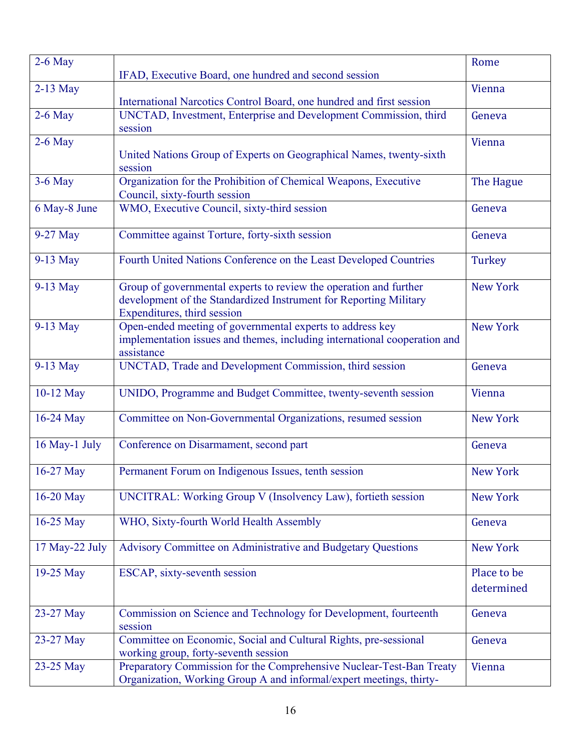| | | |
|---|---|---|
| 2-6 May | IFAD, Executive Board, one hundred and second session | Rome |
| 2-13 May | International Narcotics Control Board, one hundred and first session | Vienna |
| 2-6 May | UNCTAD, Investment, Enterprise and Development Commission, third session | Geneva |
| 2-6 May | United Nations Group of Experts on Geographical Names, twenty-sixth session | Vienna |
| 3-6 May | Organization for the Prohibition of Chemical Weapons, Executive Council, sixty-fourth session | The Hague |
| 6 May-8 June | WMO, Executive Council, sixty-third session | Geneva |
| 9-27 May | Committee against Torture, forty-sixth session | Geneva |
| 9-13 May | Fourth United Nations Conference on the Least Developed Countries | Turkey |
| 9-13 May | Group of governmental experts to review the operation and further development of the Standardized Instrument for Reporting Military Expenditures, third session | New York |
| 9-13 May | Open-ended meeting of governmental experts to address key implementation issues and themes, including international cooperation and assistance | New York |
| 9-13 May | UNCTAD, Trade and Development Commission, third session | Geneva |
| 10-12 May | UNIDO, Programme and Budget Committee, twenty-seventh session | Vienna |
| 16-24 May | Committee on Non-Governmental Organizations, resumed session | New York |
| 16 May-1 July | Conference on Disarmament, second part | Geneva |
| 16-27 May | Permanent Forum on Indigenous Issues, tenth session | New York |
| 16-20 May | UNCITRAL: Working Group V (Insolvency Law), fortieth session | New York |
| 16-25 May | WHO, Sixty-fourth World Health Assembly | Geneva |
| 17 May-22 July | Advisory Committee on Administrative and Budgetary Questions | New York |
| 19-25 May | ESCAP, sixty-seventh session | Place to be determined |
| 23-27 May | Commission on Science and Technology for Development, fourteenth session | Geneva |
| 23-27 May | Committee on Economic, Social and Cultural Rights, pre-sessional working group, forty-seventh session | Geneva |
| 23-25 May | Preparatory Commission for the Comprehensive Nuclear-Test-Ban Treaty Organization, Working Group A and informal/expert meetings, thirty- | Vienna |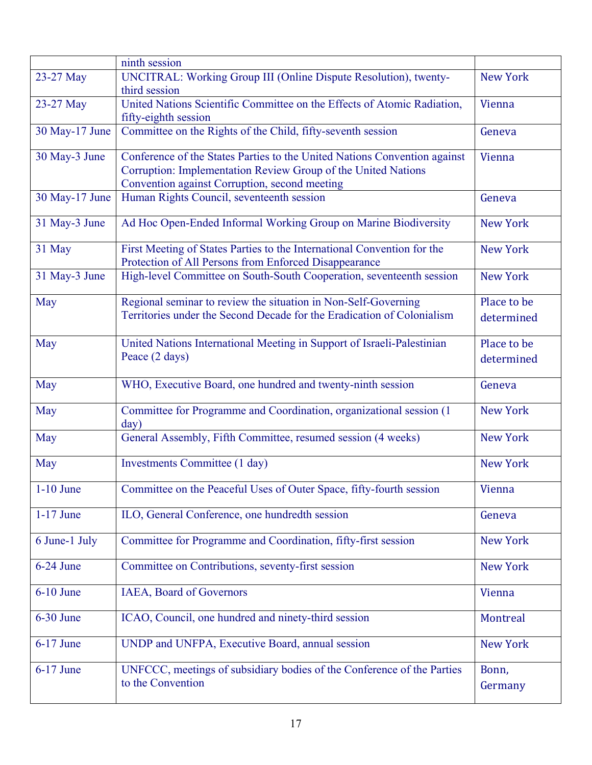| | | |
|---|---|---|
| | ninth session | |
| 23-27 May | UNCITRAL: Working Group III (Online Dispute Resolution), twenty-third session | New York |
| 23-27 May | United Nations Scientific Committee on the Effects of Atomic Radiation, fifty-eighth session | Vienna |
| 30 May-17 June | Committee on the Rights of the Child, fifty-seventh session | Geneva |
| 30 May-3 June | Conference of the States Parties to the United Nations Convention against Corruption: Implementation Review Group of the United Nations Convention against Corruption, second meeting | Vienna |
| 30 May-17 June | Human Rights Council, seventeenth session | Geneva |
| 31 May-3 June | Ad Hoc Open-Ended Informal Working Group on Marine Biodiversity | New York |
| 31 May | First Meeting of States Parties to the International Convention for the Protection of All Persons from Enforced Disappearance | New York |
| 31 May-3 June | High-level Committee on South-South Cooperation, seventeenth session | New York |
| May | Regional seminar to review the situation in Non-Self-Governing Territories under the Second Decade for the Eradication of Colonialism | Place to be determined |
| May | United Nations International Meeting in Support of Israeli-Palestinian Peace (2 days) | Place to be determined |
| May | WHO, Executive Board, one hundred and twenty-ninth session | Geneva |
| May | Committee for Programme and Coordination, organizational session (1 day) | New York |
| May | General Assembly, Fifth Committee, resumed session (4 weeks) | New York |
| May | Investments Committee (1 day) | New York |
| 1-10 June | Committee on the Peaceful Uses of Outer Space, fifty-fourth session | Vienna |
| 1-17 June | ILO, General Conference, one hundredth session | Geneva |
| 6 June-1 July | Committee for Programme and Coordination, fifty-first session | New York |
| 6-24 June | Committee on Contributions, seventy-first session | New York |
| 6-10 June | IAEA, Board of Governors | Vienna |
| 6-30 June | ICAO, Council, one hundred and ninety-third session | Montreal |
| 6-17 June | UNDP and UNFPA, Executive Board, annual session | New York |
| 6-17 June | UNFCCC, meetings of subsidiary bodies of the Conference of the Parties to the Convention | Bonn, Germany |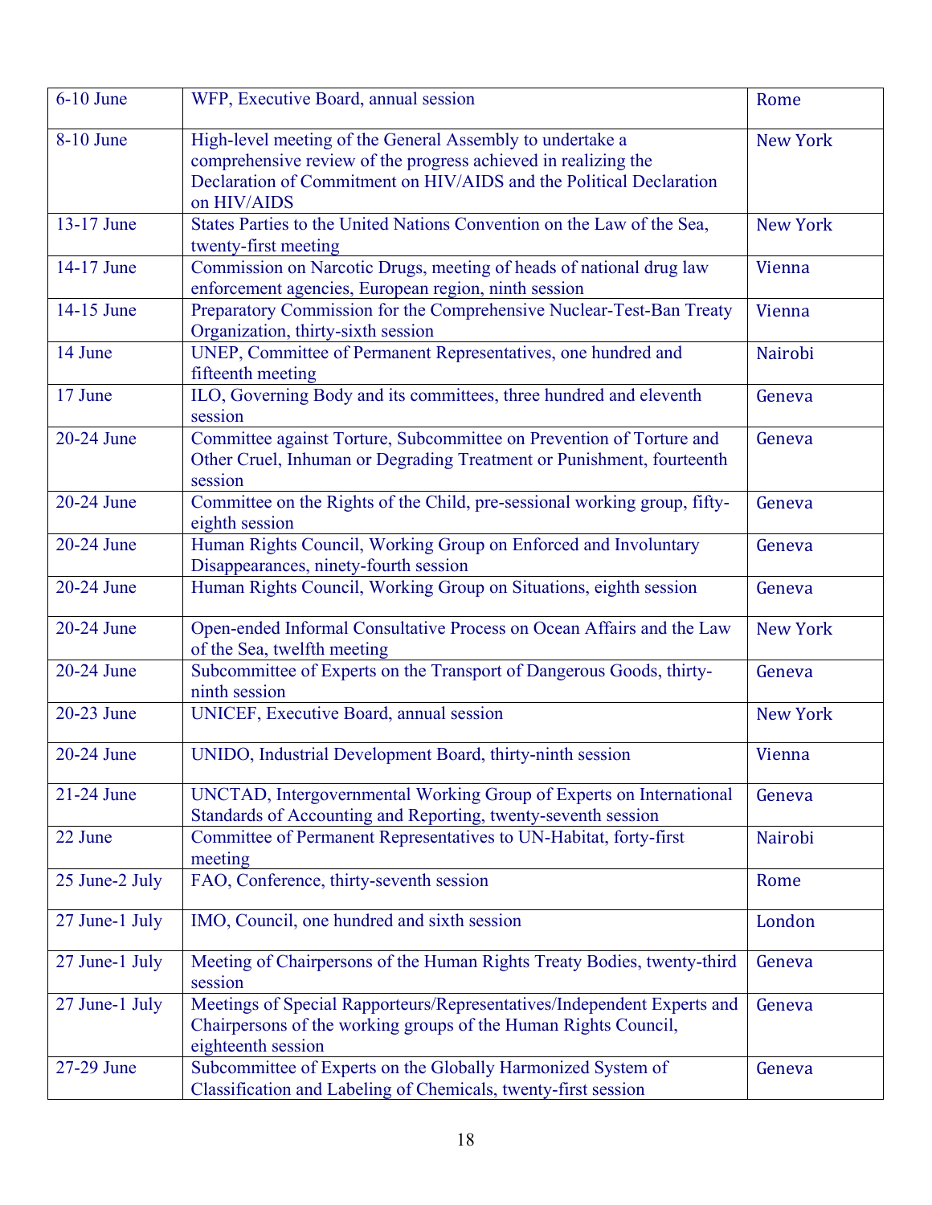| | | |
|---|---|---|
| 6-10 June | WFP, Executive Board, annual session | Rome |
| 8-10 June | High-level meeting of the General Assembly to undertake a comprehensive review of the progress achieved in realizing the Declaration of Commitment on HIV/AIDS and the Political Declaration on HIV/AIDS | New York |
| 13-17 June | States Parties to the United Nations Convention on the Law of the Sea, twenty-first meeting | New York |
| 14-17 June | Commission on Narcotic Drugs, meeting of heads of national drug law enforcement agencies, European region, ninth session | Vienna |
| 14-15 June | Preparatory Commission for the Comprehensive Nuclear-Test-Ban Treaty Organization, thirty-sixth session | Vienna |
| 14 June | UNEP, Committee of Permanent Representatives, one hundred and fifteenth meeting | Nairobi |
| 17 June | ILO, Governing Body and its committees, three hundred and eleventh session | Geneva |
| 20-24 June | Committee against Torture, Subcommittee on Prevention of Torture and Other Cruel, Inhuman or Degrading Treatment or Punishment, fourteenth session | Geneva |
| 20-24 June | Committee on the Rights of the Child, pre-sessional working group, fifty-eighth session | Geneva |
| 20-24 June | Human Rights Council, Working Group on Enforced and Involuntary Disappearances, ninety-fourth session | Geneva |
| 20-24 June | Human Rights Council, Working Group on Situations, eighth session | Geneva |
| 20-24 June | Open-ended Informal Consultative Process on Ocean Affairs and the Law of the Sea, twelfth meeting | New York |
| 20-24 June | Subcommittee of Experts on the Transport of Dangerous Goods, thirty-ninth session | Geneva |
| 20-23 June | UNICEF, Executive Board, annual session | New York |
| 20-24 June | UNIDO, Industrial Development Board, thirty-ninth session | Vienna |
| 21-24 June | UNCTAD, Intergovernmental Working Group of Experts on International Standards of Accounting and Reporting, twenty-seventh session | Geneva |
| 22 June | Committee of Permanent Representatives to UN-Habitat, forty-first meeting | Nairobi |
| 25 June-2 July | FAO, Conference, thirty-seventh session | Rome |
| 27 June-1 July | IMO, Council, one hundred and sixth session | London |
| 27 June-1 July | Meeting of Chairpersons of the Human Rights Treaty Bodies, twenty-third session | Geneva |
| 27 June-1 July | Meetings of Special Rapporteurs/Representatives/Independent Experts and Chairpersons of the working groups of the Human Rights Council, eighteenth session | Geneva |
| 27-29 June | Subcommittee of Experts on the Globally Harmonized System of Classification and Labeling of Chemicals, twenty-first session | Geneva |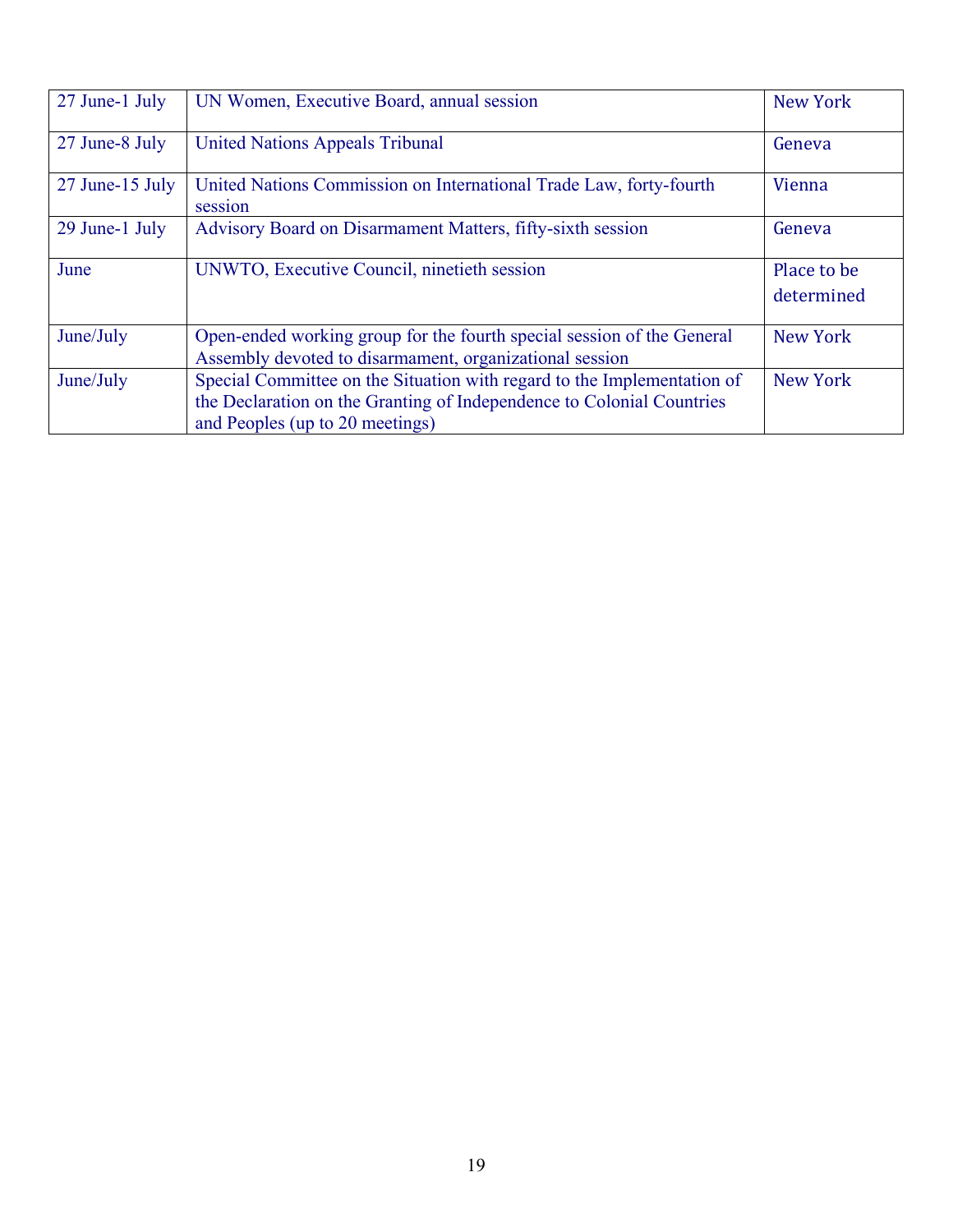| | | |
|---|---|---|
| 27 June-1 July | UN Women, Executive Board, annual session | New York |
| 27 June-8 July | United Nations Appeals Tribunal | Geneva |
| 27 June-15 July | United Nations Commission on International Trade Law, forty-fourth session | Vienna |
| 29 June-1 July | Advisory Board on Disarmament Matters, fifty-sixth session | Geneva |
| June | UNWTO, Executive Council, ninetieth session | Place to be determined |
| June/July | Open-ended working group for the fourth special session of the General Assembly devoted to disarmament, organizational session | New York |
| June/July | Special Committee on the Situation with regard to the Implementation of the Declaration on the Granting of Independence to Colonial Countries and Peoples (up to 20 meetings) | New York |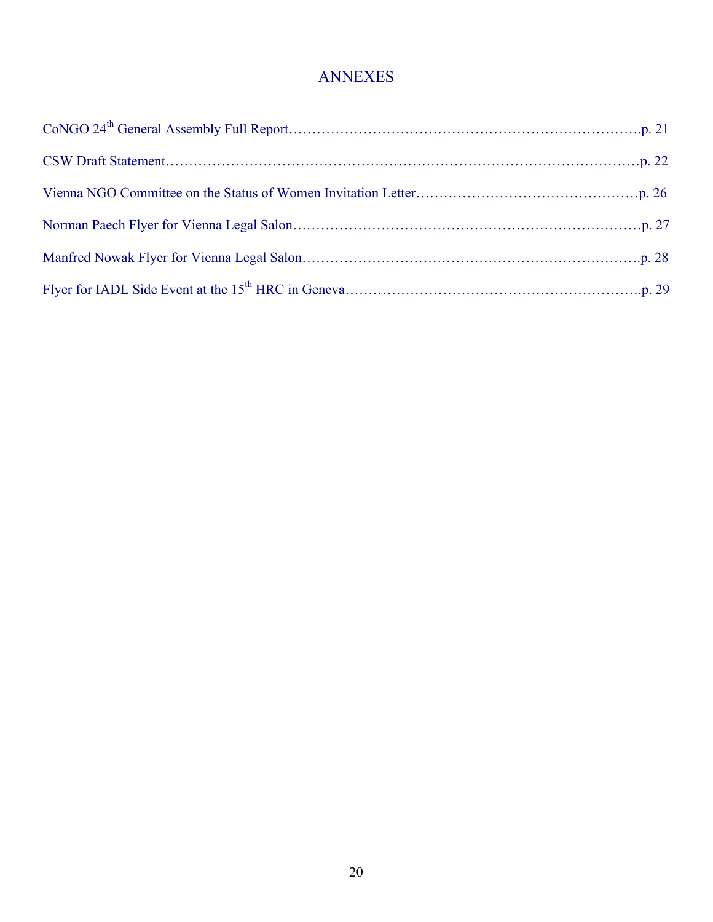# ANNEXES

CoNGO 24th General Assembly Full Report……………………………………………………………….p. 21

CSW Draft Statement………………………………………………………………………………………p. 22

Vienna NGO Committee on the Status of Women Invitation Letter…………………………………………p. 26

Norman Paech Flyer for Vienna Legal Salon…………………………………………………………………p. 27

Manfred Nowak Flyer for Vienna Legal Salon………………………………………………………………p. 28

Flyer for IADL Side Event at the 15th HRC in Geneva………………………………………………………p. 29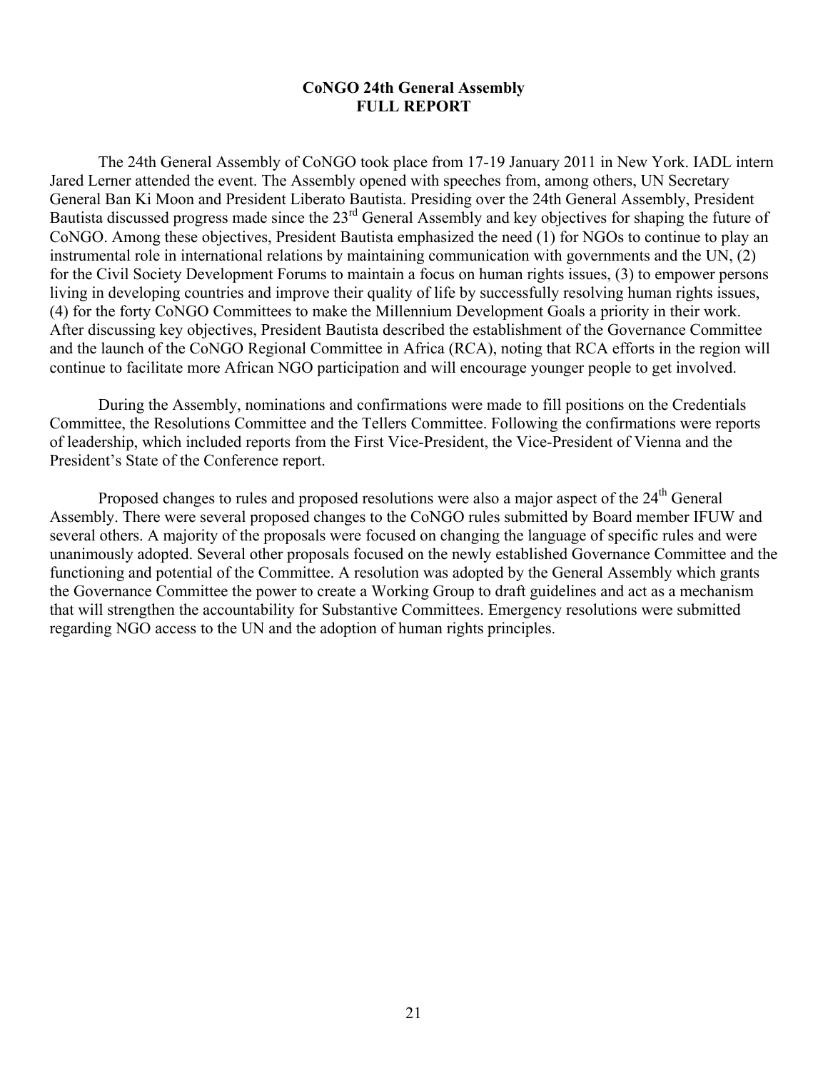**CoNGO 24th General Assembly**
**FULL REPORT**

The 24th General Assembly of CoNGO took place from 17-19 January 2011 in New York. IADL intern Jared Lerner attended the event. The Assembly opened with speeches from, among others, UN Secretary General Ban Ki Moon and President Liberato Bautista. Presiding over the 24th General Assembly, President Bautista discussed progress made since the 23rd General Assembly and key objectives for shaping the future of CoNGO. Among these objectives, President Bautista emphasized the need (1) for NGOs to continue to play an instrumental role in international relations by maintaining communication with governments and the UN, (2) for the Civil Society Development Forums to maintain a focus on human rights issues, (3) to empower persons living in developing countries and improve their quality of life by successfully resolving human rights issues, (4) for the forty CoNGO Committees to make the Millennium Development Goals a priority in their work. After discussing key objectives, President Bautista described the establishment of the Governance Committee and the launch of the CoNGO Regional Committee in Africa (RCA), noting that RCA efforts in the region will continue to facilitate more African NGO participation and will encourage younger people to get involved.

During the Assembly, nominations and confirmations were made to fill positions on the Credentials Committee, the Resolutions Committee and the Tellers Committee. Following the confirmations were reports of leadership, which included reports from the First Vice-President, the Vice-President of Vienna and the President's State of the Conference report.

Proposed changes to rules and proposed resolutions were also a major aspect of the 24th General Assembly. There were several proposed changes to the CoNGO rules submitted by Board member IFUW and several others. A majority of the proposals were focused on changing the language of specific rules and were unanimously adopted. Several other proposals focused on the newly established Governance Committee and the functioning and potential of the Committee. A resolution was adopted by the General Assembly which grants the Governance Committee the power to create a Working Group to draft guidelines and act as a mechanism that will strengthen the accountability for Substantive Committees. Emergency resolutions were submitted regarding NGO access to the UN and the adoption of human rights principles.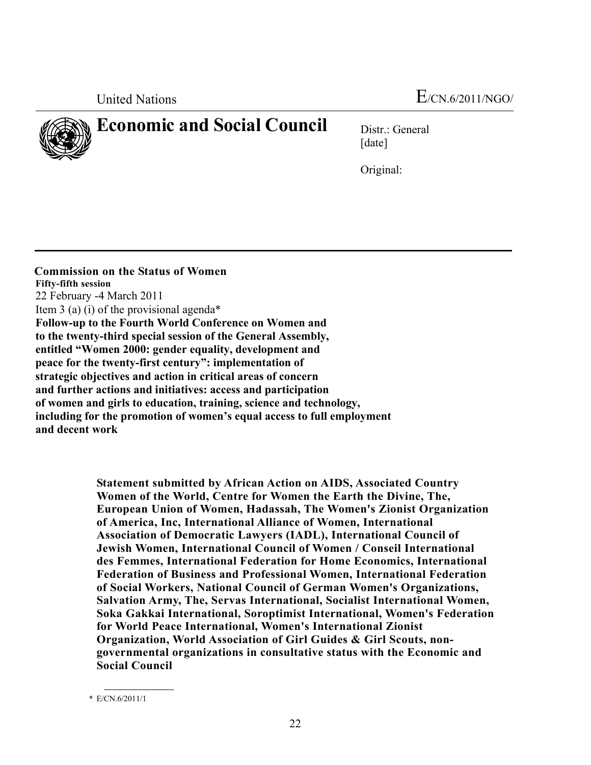United Nations E/CN.6/2011/NGO/

# Economic and Social Council

Distr.: General
[date]

Original:

**Commission on the Status of Women**
**Fifty-fifth session**
22 February -4 March 2011
Item 3 (a) (i) of the provisional agenda*
**Follow-up to the Fourth World Conference on Women and to the twenty-third special session of the General Assembly, entitled "Women 2000: gender equality, development and peace for the twenty-first century": implementation of strategic objectives and action in critical areas of concern and further actions and initiatives: access and participation of women and girls to education, training, science and technology, including for the promotion of women's equal access to full employment and decent work**

**Statement submitted by African Action on AIDS, Associated Country Women of the World, Centre for Women the Earth the Divine, The, European Union of Women, Hadassah, The Women's Zionist Organization of America, Inc, International Alliance of Women, International Association of Democratic Lawyers (IADL), International Council of Jewish Women, International Council of Women / Conseil International des Femmes, International Federation for Home Economics, International Federation of Business and Professional Women, International Federation of Social Workers, National Council of German Women's Organizations, Salvation Army, The, Servas International, Socialist International Women, Soka Gakkai International, Soroptimist International, Women's Federation for World Peace International, Women's International Zionist Organization, World Association of Girl Guides & Girl Scouts, non-governmental organizations in consultative status with the Economic and Social Council**

\* E/CN.6/2011/1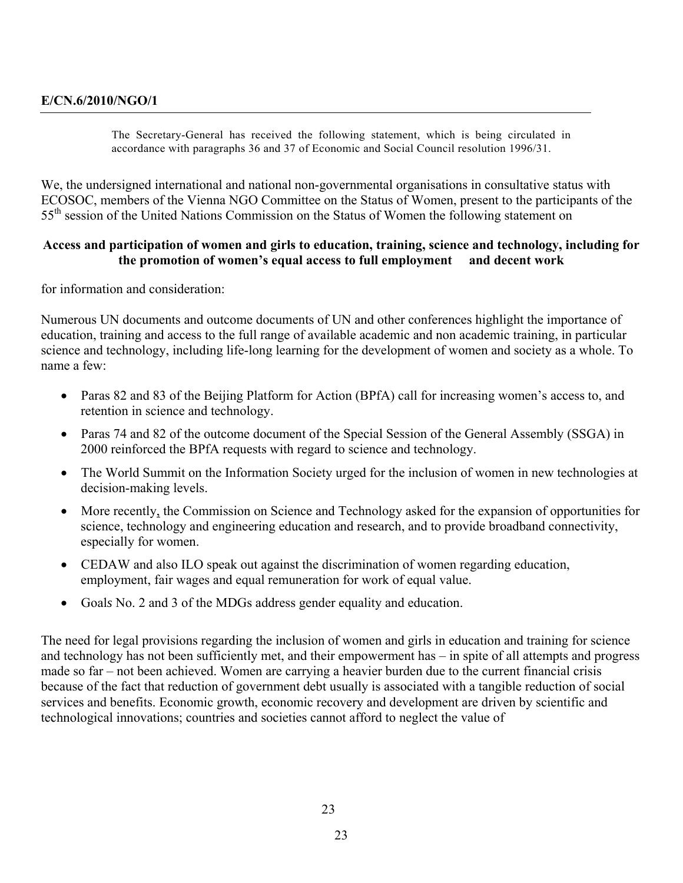The Secretary-General has received the following statement, which is being circulated in accordance with paragraphs 36 and 37 of Economic and Social Council resolution 1996/31.

We, the undersigned international and national non-governmental organisations in consultative status with ECOSOC, members of the Vienna NGO Committee on the Status of Women, present to the participants of the 55th session of the United Nations Commission on the Status of Women the following statement on

**Access and participation of women and girls to education, training, science and technology, including for the promotion of women's equal access to full employment and decent work**

for information and consideration:

Numerous UN documents and outcome documents of UN and other conferences highlight the importance of education, training and access to the full range of available academic and non academic training, in particular science and technology, including life-long learning for the development of women and society as a whole. To name a few:

- Paras 82 and 83 of the Beijing Platform for Action (BPfA) call for increasing women's access to, and retention in science and technology.
- Paras 74 and 82 of the outcome document of the Special Session of the General Assembly (SSGA) in 2000 reinforced the BPfA requests with regard to science and technology.
- The World Summit on the Information Society urged for the inclusion of women in new technologies at decision-making levels.
- More recently, the Commission on Science and Technology asked for the expansion of opportunities for science, technology and engineering education and research, and to provide broadband connectivity, especially for women.
- CEDAW and also ILO speak out against the discrimination of women regarding education, employment, fair wages and equal remuneration for work of equal value.
- Goals No. 2 and 3 of the MDGs address gender equality and education.

The need for legal provisions regarding the inclusion of women and girls in education and training for science and technology has not been sufficiently met, and their empowerment has – in spite of all attempts and progress made so far – not been achieved. Women are carrying a heavier burden due to the current financial crisis because of the fact that reduction of government debt usually is associated with a tangible reduction of social services and benefits. Economic growth, economic recovery and development are driven by scientific and technological innovations; countries and societies cannot afford to neglect the value of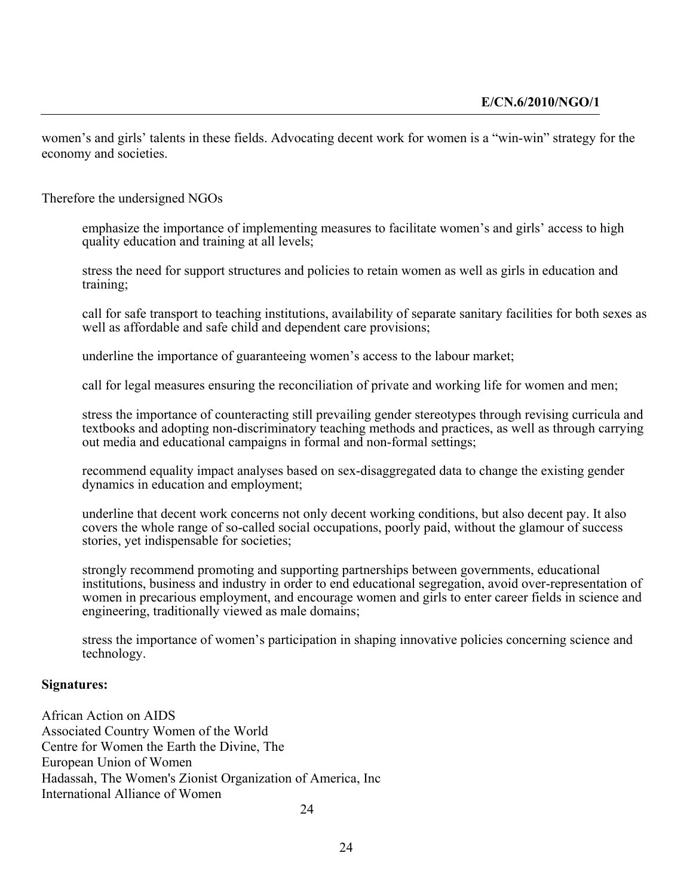women's and girls' talents in these fields. Advocating decent work for women is a "win-win" strategy for the economy and societies.

Therefore the undersigned NGOs

> emphasize the importance of implementing measures to facilitate women's and girls' access to high quality education and training at all levels;
>
> stress the need for support structures and policies to retain women as well as girls in education and training;
>
> call for safe transport to teaching institutions, availability of separate sanitary facilities for both sexes as well as affordable and safe child and dependent care provisions;
>
> underline the importance of guaranteeing women's access to the labour market;
>
> call for legal measures ensuring the reconciliation of private and working life for women and men;
>
> stress the importance of counteracting still prevailing gender stereotypes through revising curricula and textbooks and adopting non-discriminatory teaching methods and practices, as well as through carrying out media and educational campaigns in formal and non-formal settings;
>
> recommend equality impact analyses based on sex-disaggregated data to change the existing gender dynamics in education and employment;
>
> underline that decent work concerns not only decent working conditions, but also decent pay. It also covers the whole range of so-called social occupations, poorly paid, without the glamour of success stories, yet indispensable for societies;
>
> strongly recommend promoting and supporting partnerships between governments, educational institutions, business and industry in order to end educational segregation, avoid over-representation of women in precarious employment, and encourage women and girls to enter career fields in science and engineering, traditionally viewed as male domains;
>
> stress the importance of women's participation in shaping innovative policies concerning science and technology.

**Signatures:**

African Action on AIDS  
Associated Country Women of the World  
Centre for Women the Earth the Divine, The  
European Union of Women  
Hadassah, The Women's Zionist Organization of America, Inc  
International Alliance of Women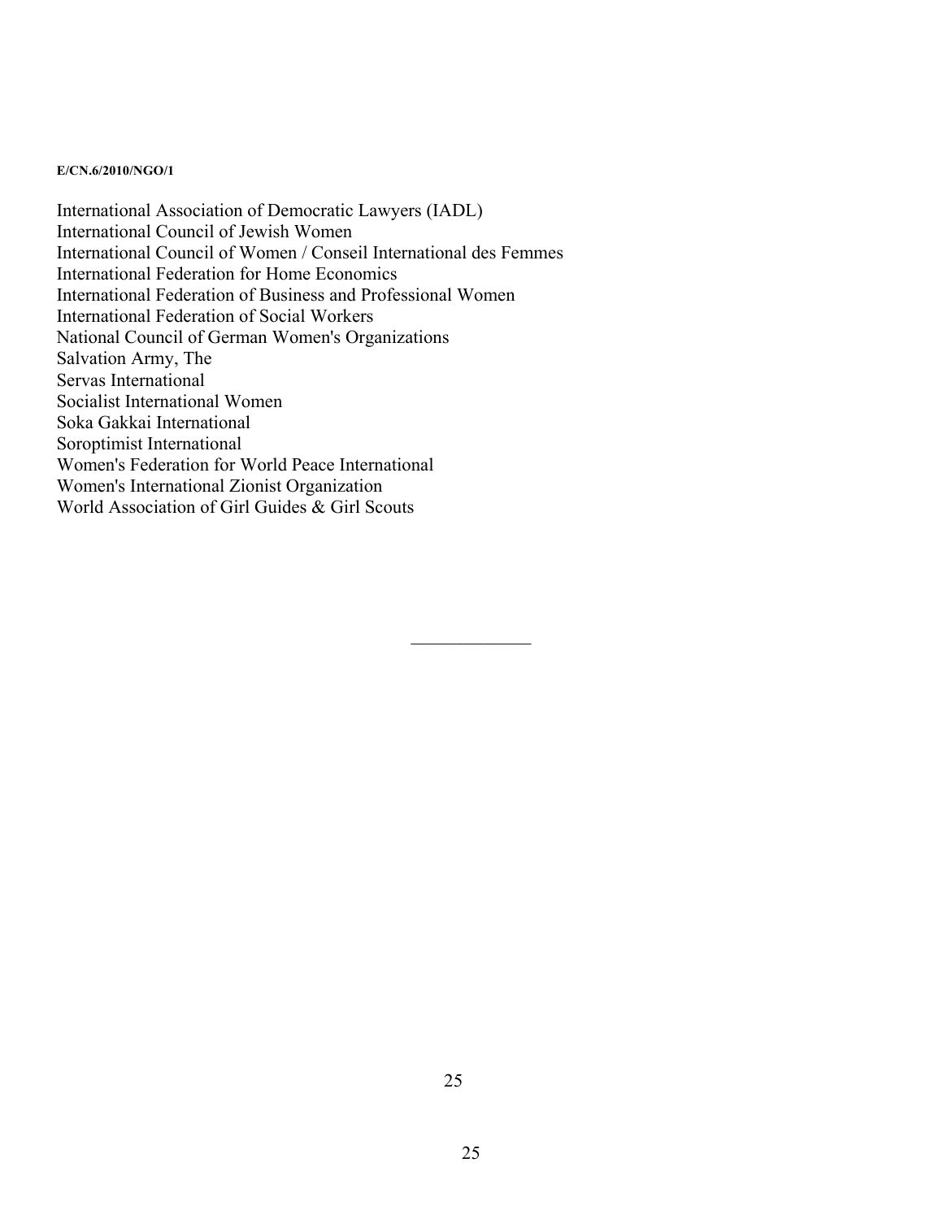International Association of Democratic Lawyers (IADL)
International Council of Jewish Women
International Council of Women / Conseil International des Femmes
International Federation for Home Economics
International Federation of Business and Professional Women
International Federation of Social Workers
National Council of German Women's Organizations
Salvation Army, The
Servas International
Socialist International Women
Soka Gakkai International
Soroptimist International
Women's Federation for World Peace International
Women's International Zionist Organization
World Association of Girl Guides & Girl Scouts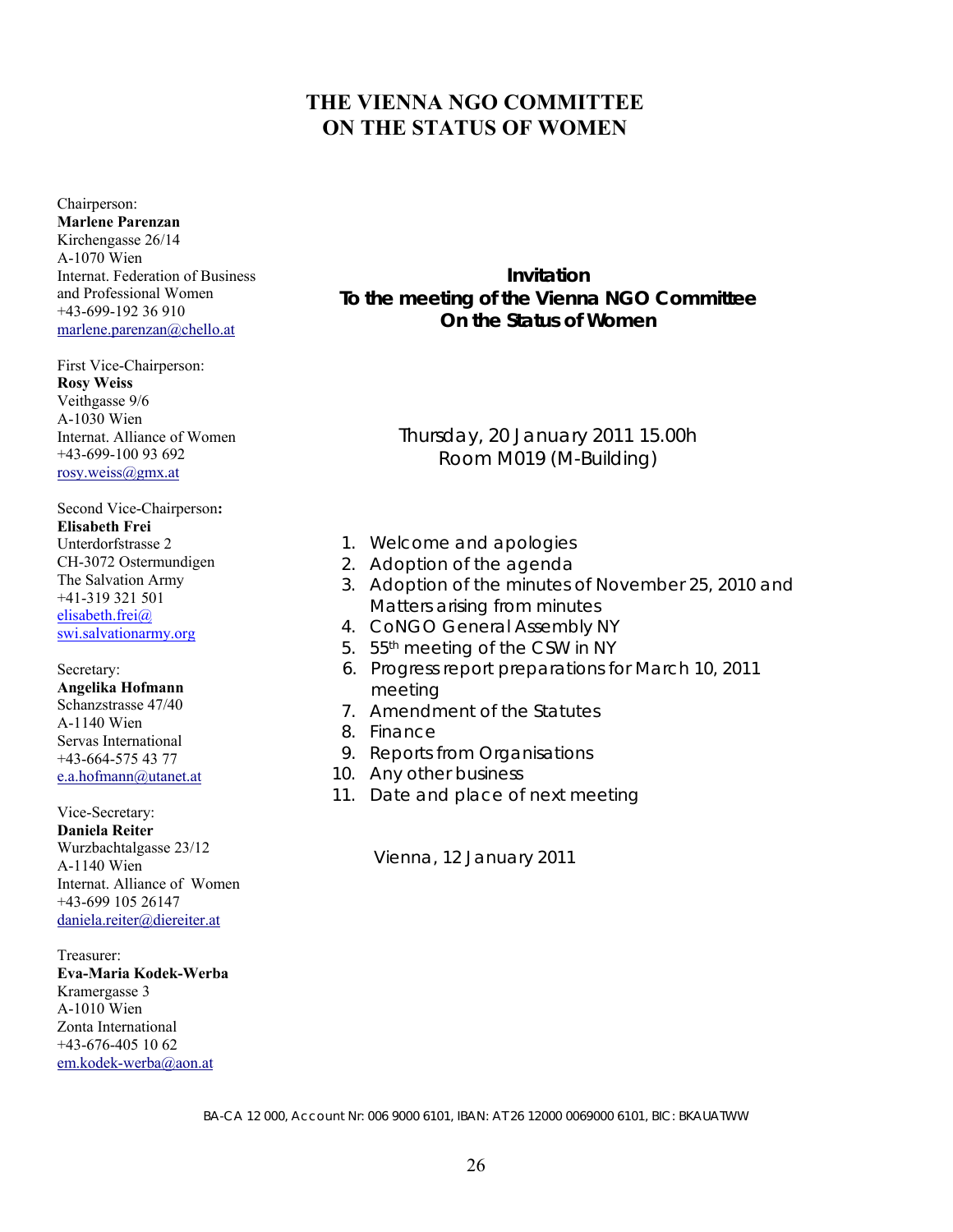# THE VIENNA NGO COMMITTEE ON THE STATUS OF WOMEN

Chairperson:
**Marlene Parenzan**
Kirchengasse 26/14
A-1070 Wien
Internat. Federation of Business and Professional Women
+43-699-192 36 910
marlene.parenzan@chello.at

First Vice-Chairperson:
**Rosy Weiss**
Veithgasse 9/6
A-1030 Wien
Internat. Alliance of Women
+43-699-100 93 692
rosy.weiss@gmx.at

Second Vice-Chairperson**:**
**Elisabeth Frei**
Unterdorfstrasse 2
CH-3072 Ostermundigen
The Salvation Army
+41-319 321 501
elisabeth.frei@swi.salvationarmy.org

Secretary:
**Angelika Hofmann**
Schanzstrasse 47/40
A-1140 Wien
Servas International
+43-664-575 43 77
e.a.hofmann@utanet.at

Vice-Secretary:
**Daniela Reiter**
Wurzbachtalgasse 23/12
A-1140 Wien
Internat. Alliance of Women
+43-699 105 26147
daniela.reiter@diereiter.at

Treasurer:
**Eva-Maria Kodek-Werba**
Kramergasse 3
A-1010 Wien
Zonta International
+43-676-405 10 62
em.kodek-werba@aon.at

**Invitation**
**To the meeting of the Vienna NGO Committee On the Status of Women**

Thursday, 20 January 2011 15.00h
Room M019 (M-Building)

1. Welcome and apologies
2. Adoption of the agenda
3. Adoption of the minutes of November 25, 2010 and Matters arising from minutes
4. CoNGO General Assembly NY
5. 55th meeting of the CSW in NY
6. Progress report preparations for March 10, 2011 meeting
7. Amendment of the Statutes
8. Finance
9. Reports from Organisations
10. Any other business
11. Date and place of next meeting

Vienna, 12 January 2011

BA-CA 12 000, Account Nr: 006 9000 6101, IBAN: AT26 12000 0069000 6101, BIC: BKAUATWW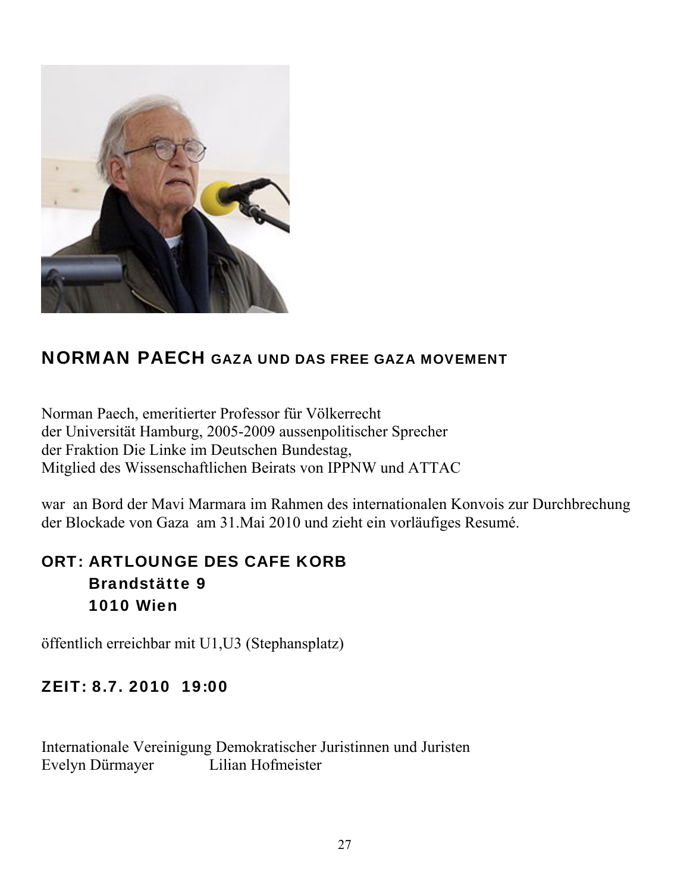## NORMAN PAECH GAZA UND DAS FREE GAZA MOVEMENT

Norman Paech, emeritierter Professor für Völkerrecht
der Universität Hamburg, 2005-2009 aussenpolitischer Sprecher
der Fraktion Die Linke im Deutschen Bundestag,
Mitglied des Wissenschaftlichen Beirats von IPPNW und ATTAC

war an Bord der Mavi Marmara im Rahmen des internationalen Konvois zur Durchbrechung der Blockade von Gaza am 31.Mai 2010 und zieht ein vorläufiges Resumé.

**ORT: ARTLOUNGE DES CAFE KORB**
**Brandstätte 9**
**1010 Wien**

öffentlich erreichbar mit U1,U3 (Stephansplatz)

**ZEIT: 8.7. 2010 19:00**

Internationale Vereinigung Demokratischer Juristinnen und Juristen
Evelyn Dürmayer Lilian Hofmeister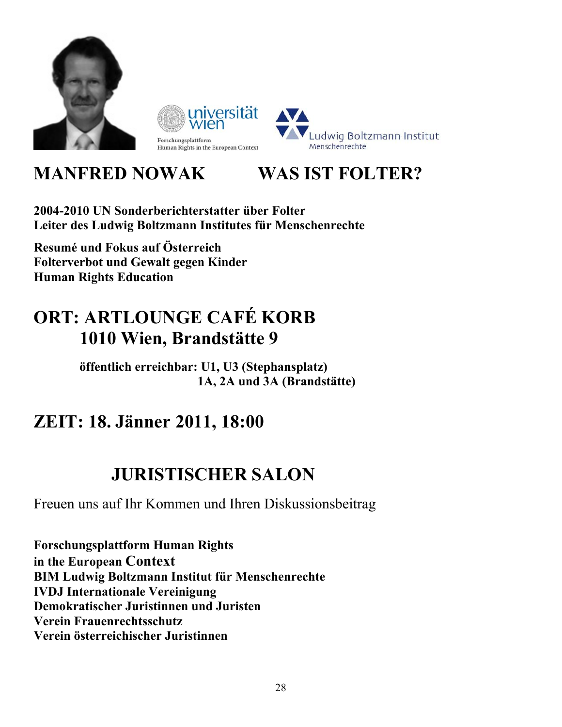universität wien
Forschungsplattform
Human Rights in the European Context

Ludwig Boltzmann Institut
Menschenrechte

# MANFRED NOWAK WAS IST FOLTER?

**2004-2010 UN Sonderberichterstatter über Folter**
**Leiter des Ludwig Boltzmann Institutes für Menschenrechte**

**Resumé und Fokus auf Österreich**
**Folterverbot und Gewalt gegen Kinder**
**Human Rights Education**

## ORT: ARTLOUNGE CAFÉ KORB
## 1010 Wien, Brandstätte 9

**öffentlich erreichbar: U1, U3 (Stephansplatz)**
**1A, 2A und 3A (Brandstätte)**

## ZEIT: 18. Jänner 2011, 18:00

## JURISTISCHER SALON

Freuen uns auf Ihr Kommen und Ihren Diskussionsbeitrag

**Forschungsplattform Human Rights in the European Context**
**BIM Ludwig Boltzmann Institut für Menschenrechte**
**IVDJ Internationale Vereinigung Demokratischer Juristinnen und Juristen**
**Verein Frauenrechtsschutz**
**Verein österreichischer Juristinnen**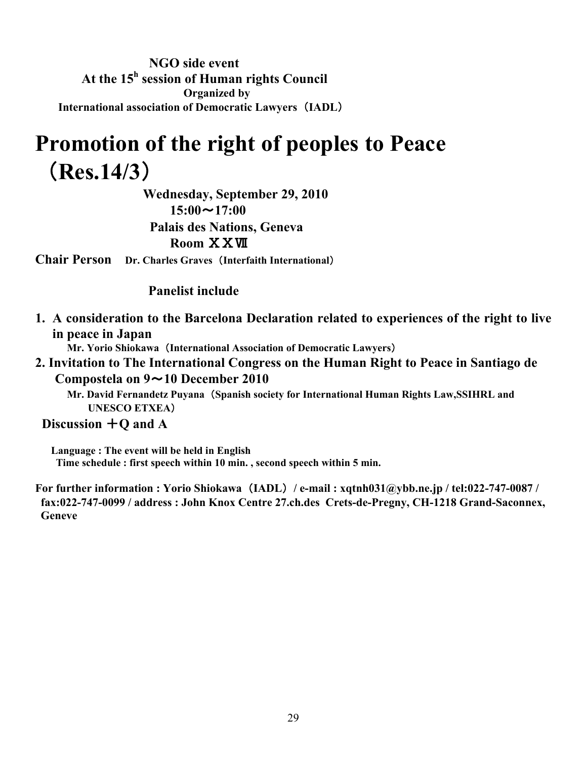**NGO side event**
**At the 15[h] session of Human rights Council**
**Organized by**
**International association of Democratic Lawyers（IADL）**

# Promotion of the right of peoples to Peace （Res.14/3）

**Wednesday, September 29, 2010**
**15:00〜17:00**
**Palais des Nations, Geneva**
**Room ⅩⅩⅦ**

**Chair Person** **Dr. Charles Graves（Interfaith International）**

**Panelist include**

1. **A consideration to the Barcelona Declaration related to experiences of the right to live in peace in Japan**
   **Mr. Yorio Shiokawa（International Association of Democratic Lawyers）**
2. **Invitation to The International Congress on the Human Right to Peace in Santiago de Compostela on 9〜10 December 2010**
   **Mr. David Fernandetz Puyana（Spanish society for International Human Rights Law,SSIHRL and UNESCO ETXEA）**

**Discussion ＋Q and A**

**Language : The event will be held in English**
**Time schedule : first speech within 10 min. , second speech within 5 min.**

**For further information : Yorio Shiokawa（IADL） / e-mail : xqtnh031@ybb.ne.jp / tel:022-747-0087 / fax:022-747-0099 / address : John Knox Centre 27.ch.des Crets-de-Pregny, CH-1218 Grand-Saconnex, Geneve**